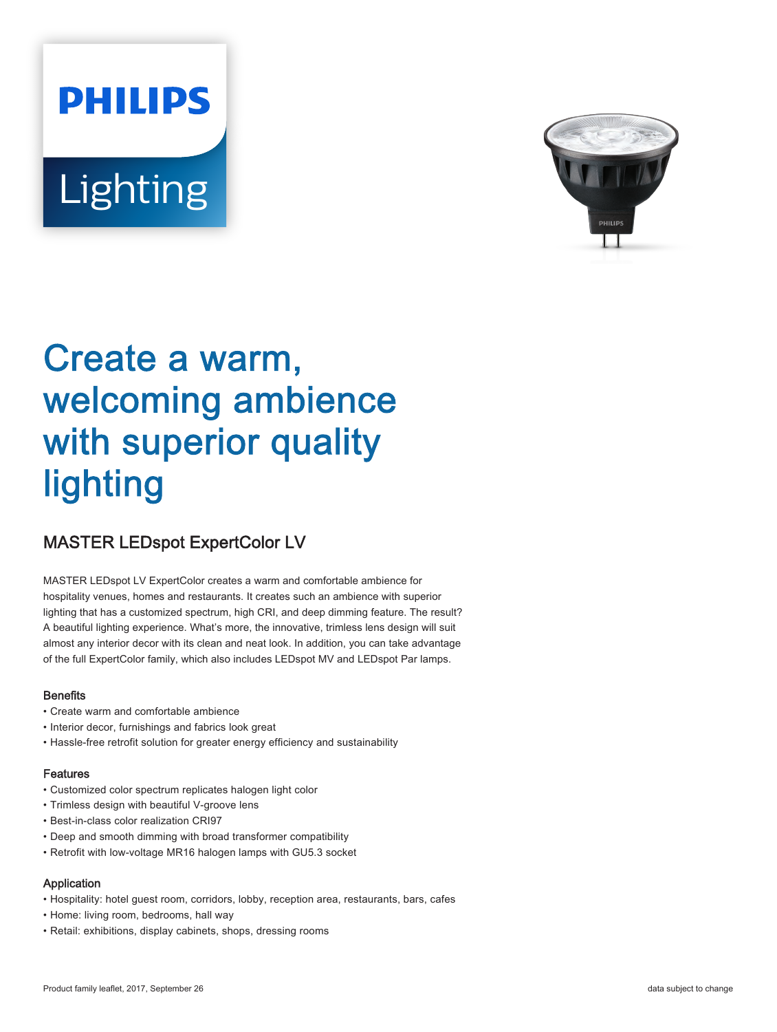# Create a warm, welcoming ambience with superior quality lighting

## MASTER LEDspot ExpertColor LV

MASTER LEDspot LV ExpertColor creates a warm and comfortable ambience for hospitality venues, homes and restaurants. It creates such an ambience with superior lighting that has a customized spectrum, high CRI, and deep dimming feature. The result? A beautiful lighting experience. What's more, the innovative, trimless lens design will suit almost any interior decor with its clean and neat look. In addition, you can take advantage of the full ExpertColor family, which also includes LEDspot MV and LEDspot Par lamps.

### Benefits

- Create warm and comfortable ambience
- Interior decor, furnishings and fabrics look great
- Hassle-free retrofit solution for greater energy efficiency and sustainability

### Features

- Customized color spectrum replicates halogen light color
- Trimless design with beautiful V-groove lens
- Best-in-class color realization CRI97
- Deep and smooth dimming with broad transformer compatibility
- Retrofit with low-voltage MR16 halogen lamps with GU5.3 socket

### Application

- Hospitality: hotel guest room, corridors, lobby, reception area, restaurants, bars, cafes
- Home: living room, bedrooms, hall way
- Retail: exhibitions, display cabinets, shops, dressing rooms

Product family leaflet, 2017, September 26

data subject to change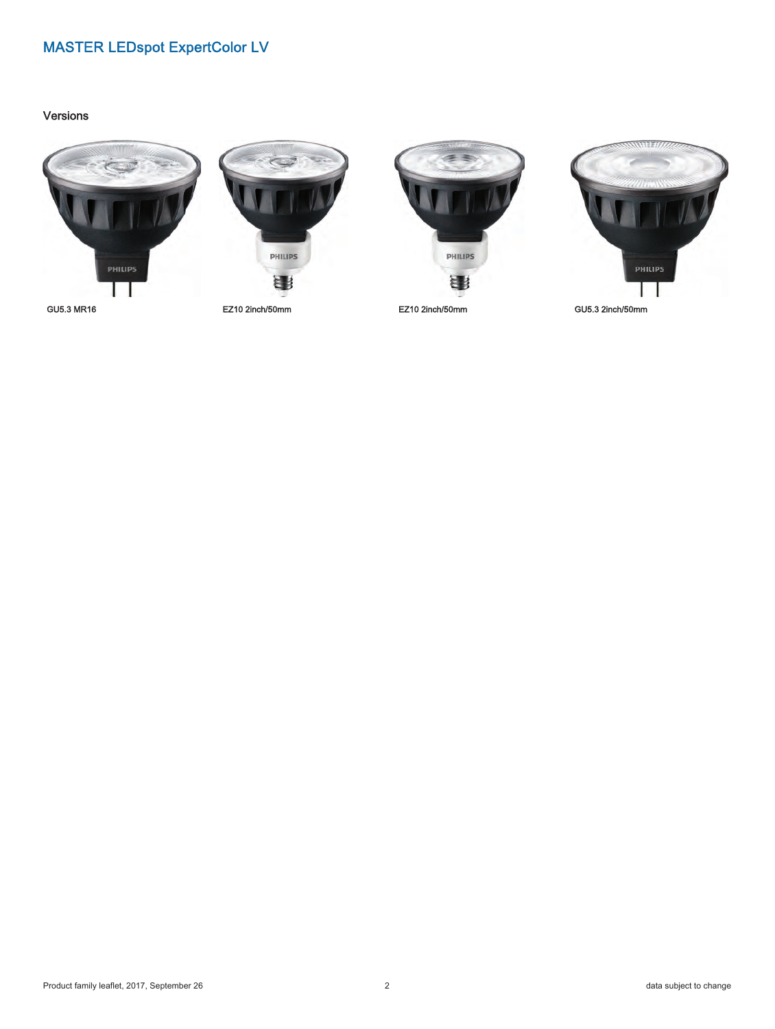# MASTER LEDspot ExpertColor LV

## Versions

GU5.3 MR16

EZ10 2inch/50mm

EZ10 2inch/50mm

GU5.3 2inch/50mm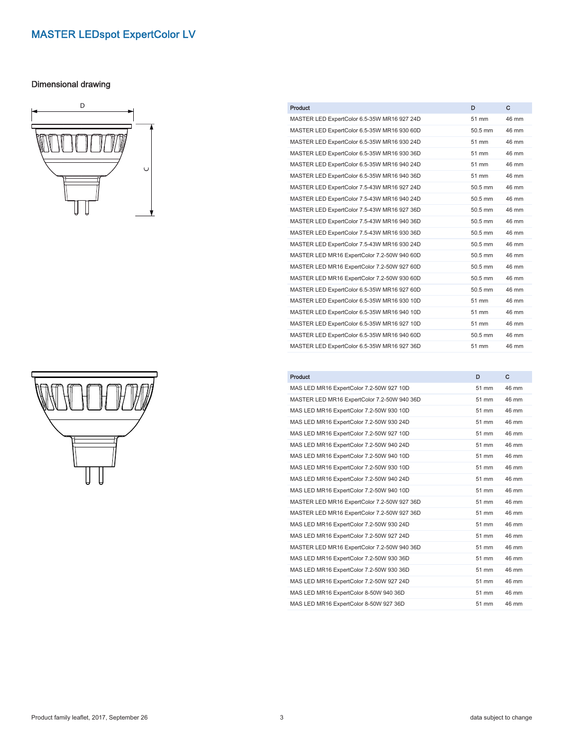# MASTER LEDspot ExpertColor LV

## Dimensional drawing

| Product | D | C |
|---|---|---|
| MASTER LED ExpertColor 6.5-35W MR16 927 24D | 51 mm | 46 mm |
| MASTER LED ExpertColor 6.5-35W MR16 930 60D | 50.5 mm | 46 mm |
| MASTER LED ExpertColor 6.5-35W MR16 930 24D | 51 mm | 46 mm |
| MASTER LED ExpertColor 6.5-35W MR16 930 36D | 51 mm | 46 mm |
| MASTER LED ExpertColor 6.5-35W MR16 940 24D | 51 mm | 46 mm |
| MASTER LED ExpertColor 6.5-35W MR16 940 36D | 51 mm | 46 mm |
| MASTER LED ExpertColor 7.5-43W MR16 927 24D | 50.5 mm | 46 mm |
| MASTER LED ExpertColor 7.5-43W MR16 940 24D | 50.5 mm | 46 mm |
| MASTER LED ExpertColor 7.5-43W MR16 927 36D | 50.5 mm | 46 mm |
| MASTER LED ExpertColor 7.5-43W MR16 940 36D | 50.5 mm | 46 mm |
| MASTER LED ExpertColor 7.5-43W MR16 930 36D | 50.5 mm | 46 mm |
| MASTER LED ExpertColor 7.5-43W MR16 930 24D | 50.5 mm | 46 mm |
| MASTER LED MR16 ExpertColor 7.2-50W 940 60D | 50.5 mm | 46 mm |
| MASTER LED MR16 ExpertColor 7.2-50W 927 60D | 50.5 mm | 46 mm |
| MASTER LED MR16 ExpertColor 7.2-50W 930 60D | 50.5 mm | 46 mm |
| MASTER LED ExpertColor 6.5-35W MR16 927 60D | 50.5 mm | 46 mm |
| MASTER LED ExpertColor 6.5-35W MR16 930 10D | 51 mm | 46 mm |
| MASTER LED ExpertColor 6.5-35W MR16 940 10D | 51 mm | 46 mm |
| MASTER LED ExpertColor 6.5-35W MR16 927 10D | 51 mm | 46 mm |
| MASTER LED ExpertColor 6.5-35W MR16 940 60D | 50.5 mm | 46 mm |
| MASTER LED ExpertColor 6.5-35W MR16 927 36D | 51 mm | 46 mm |

| Product | D | C |
|---|---|---|
| MAS LED MR16 ExpertColor 7.2-50W 927 10D | 51 mm | 46 mm |
| MASTER LED MR16 ExpertColor 7.2-50W 940 36D | 51 mm | 46 mm |
| MAS LED MR16 ExpertColor 7.2-50W 930 10D | 51 mm | 46 mm |
| MAS LED MR16 ExpertColor 7.2-50W 930 24D | 51 mm | 46 mm |
| MAS LED MR16 ExpertColor 7.2-50W 927 10D | 51 mm | 46 mm |
| MAS LED MR16 ExpertColor 7.2-50W 940 24D | 51 mm | 46 mm |
| MAS LED MR16 ExpertColor 7.2-50W 940 10D | 51 mm | 46 mm |
| MAS LED MR16 ExpertColor 7.2-50W 930 10D | 51 mm | 46 mm |
| MAS LED MR16 ExpertColor 7.2-50W 940 24D | 51 mm | 46 mm |
| MAS LED MR16 ExpertColor 7.2-50W 940 10D | 51 mm | 46 mm |
| MASTER LED MR16 ExpertColor 7.2-50W 927 36D | 51 mm | 46 mm |
| MASTER LED MR16 ExpertColor 7.2-50W 927 36D | 51 mm | 46 mm |
| MAS LED MR16 ExpertColor 7.2-50W 930 24D | 51 mm | 46 mm |
| MAS LED MR16 ExpertColor 7.2-50W 927 24D | 51 mm | 46 mm |
| MASTER LED MR16 ExpertColor 7.2-50W 940 36D | 51 mm | 46 mm |
| MAS LED MR16 ExpertColor 7.2-50W 930 36D | 51 mm | 46 mm |
| MAS LED MR16 ExpertColor 7.2-50W 930 36D | 51 mm | 46 mm |
| MAS LED MR16 ExpertColor 7.2-50W 927 24D | 51 mm | 46 mm |
| MAS LED MR16 ExpertColor 8-50W 940 36D | 51 mm | 46 mm |
| MAS LED MR16 ExpertColor 8-50W 927 36D | 51 mm | 46 mm |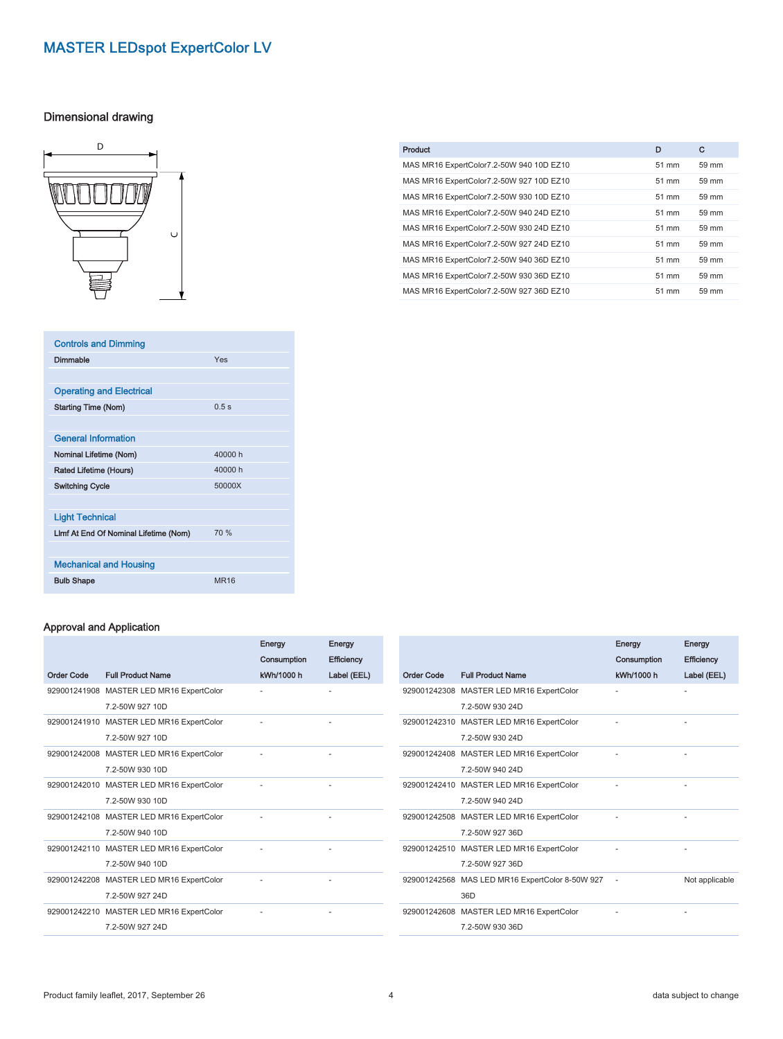# MASTER LEDspot ExpertColor LV

## Dimensional drawing

| Product | D | C |
|---|---|---|
| MAS MR16 ExpertColor7.2-50W 940 10D EZ10 | 51 mm | 59 mm |
| MAS MR16 ExpertColor7.2-50W 927 10D EZ10 | 51 mm | 59 mm |
| MAS MR16 ExpertColor7.2-50W 930 10D EZ10 | 51 mm | 59 mm |
| MAS MR16 ExpertColor7.2-50W 940 24D EZ10 | 51 mm | 59 mm |
| MAS MR16 ExpertColor7.2-50W 930 24D EZ10 | 51 mm | 59 mm |
| MAS MR16 ExpertColor7.2-50W 927 24D EZ10 | 51 mm | 59 mm |
| MAS MR16 ExpertColor7.2-50W 940 36D EZ10 | 51 mm | 59 mm |
| MAS MR16 ExpertColor7.2-50W 930 36D EZ10 | 51 mm | 59 mm |
| MAS MR16 ExpertColor7.2-50W 927 36D EZ10 | 51 mm | 59 mm |

### Controls and Dimming

| | |
|---|---|
| Dimmable | Yes |

### Operating and Electrical

| | |
|---|---|
| Starting Time (Nom) | 0.5 s |

### General Information

| | |
|---|---|
| Nominal Lifetime (Nom) | 40000 h |
| Rated Lifetime (Hours) | 40000 h |
| Switching Cycle | 50000X |

### Light Technical

| | |
|---|---|
| Llmf At End Of Nominal Lifetime (Nom) | 70 % |

### Mechanical and Housing

| | |
|---|---|
| Bulb Shape | MR16 |

## Approval and Application

| Order Code | Full Product Name | Energy Consumption kWh/1000 h | Energy Efficiency Label (EEL) |
|---|---|---|---|
| 929001241908 | MASTER LED MR16 ExpertColor 7.2-50W 927 10D | - | - |
| 929001241910 | MASTER LED MR16 ExpertColor 7.2-50W 927 10D | - | - |
| 929001242008 | MASTER LED MR16 ExpertColor 7.2-50W 930 10D | - | - |
| 929001242010 | MASTER LED MR16 ExpertColor 7.2-50W 930 10D | - | - |
| 929001242108 | MASTER LED MR16 ExpertColor 7.2-50W 940 10D | - | - |
| 929001242110 | MASTER LED MR16 ExpertColor 7.2-50W 940 10D | - | - |
| 929001242208 | MASTER LED MR16 ExpertColor 7.2-50W 927 24D | - | - |
| 929001242210 | MASTER LED MR16 ExpertColor 7.2-50W 927 24D | - | - |
| 929001242308 | MASTER LED MR16 ExpertColor 7.2-50W 930 24D | - | - |
| 929001242310 | MASTER LED MR16 ExpertColor 7.2-50W 930 24D | - | - |
| 929001242408 | MASTER LED MR16 ExpertColor 7.2-50W 940 24D | - | - |
| 929001242410 | MASTER LED MR16 ExpertColor 7.2-50W 940 24D | - | - |
| 929001242508 | MASTER LED MR16 ExpertColor 7.2-50W 927 36D | - | - |
| 929001242510 | MASTER LED MR16 ExpertColor 7.2-50W 927 36D | - | - |
| 929001242568 | MAS LED MR16 ExpertColor 8-50W 927 36D | - | Not applicable |
| 929001242608 | MASTER LED MR16 ExpertColor 7.2-50W 930 36D | - | - |

Product family leaflet, 2017, September 26

data subject to change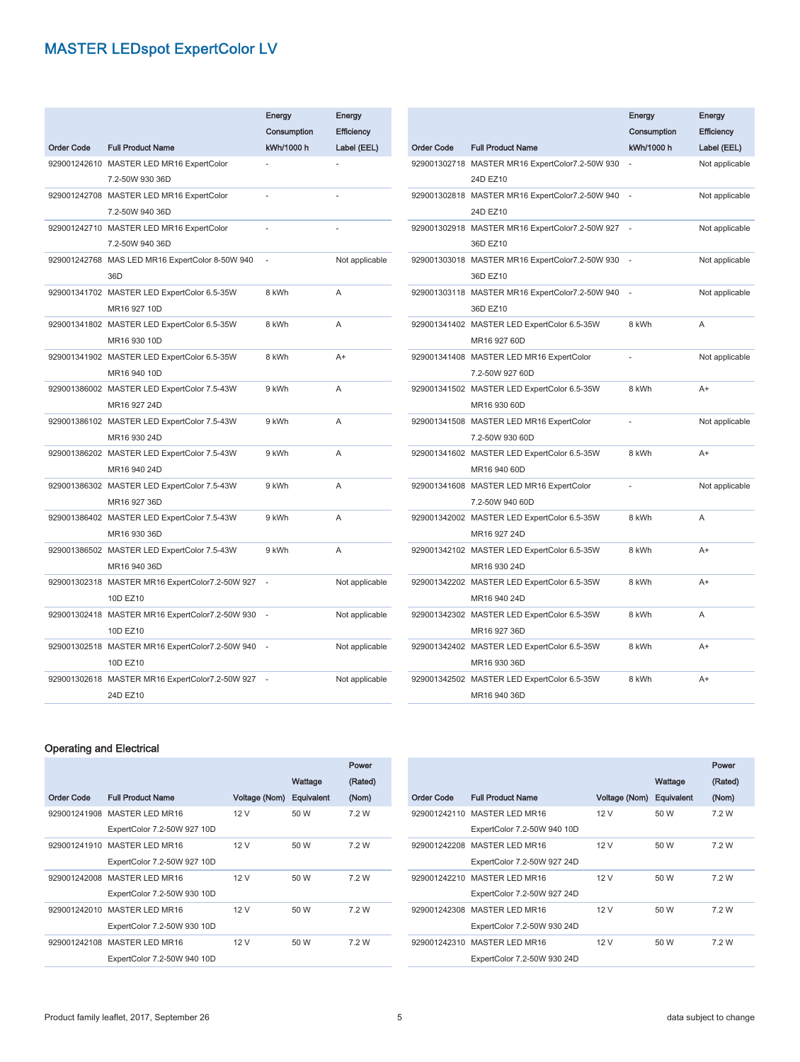## MASTER LEDspot ExpertColor LV

| Order Code | Full Product Name | Energy Consumption kWh/1000 h | Energy Efficiency Label (EEL) |
|---|---|---|---|
| 929001242610 | MASTER LED MR16 ExpertColor 7.2-50W 930 36D | - | - |
| 929001242708 | MASTER LED MR16 ExpertColor 7.2-50W 940 36D | - | - |
| 929001242710 | MASTER LED MR16 ExpertColor 7.2-50W 940 36D | - | - |
| 929001242768 | MAS LED MR16 ExpertColor 8-50W 940 36D | - | Not applicable |
| 929001341702 | MASTER LED ExpertColor 6.5-35W MR16 927 10D | 8 kWh | A |
| 929001341802 | MASTER LED ExpertColor 6.5-35W MR16 930 10D | 8 kWh | A |
| 929001341902 | MASTER LED ExpertColor 6.5-35W MR16 940 10D | 8 kWh | A+ |
| 929001386002 | MASTER LED ExpertColor 7.5-43W MR16 927 24D | 9 kWh | A |
| 929001386102 | MASTER LED ExpertColor 7.5-43W MR16 930 24D | 9 kWh | A |
| 929001386202 | MASTER LED ExpertColor 7.5-43W MR16 940 24D | 9 kWh | A |
| 929001386302 | MASTER LED ExpertColor 7.5-43W MR16 927 36D | 9 kWh | A |
| 929001386402 | MASTER LED ExpertColor 7.5-43W MR16 930 36D | 9 kWh | A |
| 929001386502 | MASTER LED ExpertColor 7.5-43W MR16 940 36D | 9 kWh | A |
| 929001302318 | MASTER MR16 ExpertColor7.2-50W 927 10D EZ10 | - | Not applicable |
| 929001302418 | MASTER MR16 ExpertColor7.2-50W 930 10D EZ10 | - | Not applicable |
| 929001302518 | MASTER MR16 ExpertColor7.2-50W 940 10D EZ10 | - | Not applicable |
| 929001302618 | MASTER MR16 ExpertColor7.2-50W 927 24D EZ10 | - | Not applicable |
| 929001302718 | MASTER MR16 ExpertColor7.2-50W 930 24D EZ10 | - | Not applicable |
| 929001302818 | MASTER MR16 ExpertColor7.2-50W 940 24D EZ10 | - | Not applicable |
| 929001302918 | MASTER MR16 ExpertColor7.2-50W 927 36D EZ10 | - | Not applicable |
| 929001303018 | MASTER MR16 ExpertColor7.2-50W 930 36D EZ10 | - | Not applicable |
| 929001303118 | MASTER MR16 ExpertColor7.2-50W 940 36D EZ10 | - | Not applicable |
| 929001341402 | MASTER LED ExpertColor 6.5-35W MR16 927 60D | 8 kWh | A |
| 929001341408 | MASTER LED MR16 ExpertColor 7.2-50W 927 60D | - | Not applicable |
| 929001341502 | MASTER LED ExpertColor 6.5-35W MR16 930 60D | 8 kWh | A+ |
| 929001341508 | MASTER LED MR16 ExpertColor 7.2-50W 930 60D | - | Not applicable |
| 929001341602 | MASTER LED ExpertColor 6.5-35W MR16 940 60D | 8 kWh | A+ |
| 929001341608 | MASTER LED MR16 ExpertColor 7.2-50W 940 60D | - | Not applicable |
| 929001342002 | MASTER LED ExpertColor 6.5-35W MR16 927 24D | 8 kWh | A |
| 929001342102 | MASTER LED ExpertColor 6.5-35W MR16 930 24D | 8 kWh | A+ |
| 929001342202 | MASTER LED ExpertColor 6.5-35W MR16 940 24D | 8 kWh | A+ |
| 929001342302 | MASTER LED ExpertColor 6.5-35W MR16 927 36D | 8 kWh | A |
| 929001342402 | MASTER LED ExpertColor 6.5-35W MR16 930 36D | 8 kWh | A+ |
| 929001342502 | MASTER LED ExpertColor 6.5-35W MR16 940 36D | 8 kWh | A+ |

### Operating and Electrical

| Order Code | Full Product Name | Voltage (Nom) | Wattage Equivalent | Power (Rated) (Nom) |
|---|---|---|---|---|
| 929001241908 | MASTER LED MR16 ExpertColor 7.2-50W 927 10D | 12 V | 50 W | 7.2 W |
| 929001241910 | MASTER LED MR16 ExpertColor 7.2-50W 927 10D | 12 V | 50 W | 7.2 W |
| 929001242008 | MASTER LED MR16 ExpertColor 7.2-50W 930 10D | 12 V | 50 W | 7.2 W |
| 929001242010 | MASTER LED MR16 ExpertColor 7.2-50W 930 10D | 12 V | 50 W | 7.2 W |
| 929001242108 | MASTER LED MR16 ExpertColor 7.2-50W 940 10D | 12 V | 50 W | 7.2 W |
| 929001242110 | MASTER LED MR16 ExpertColor 7.2-50W 940 10D | 12 V | 50 W | 7.2 W |
| 929001242208 | MASTER LED MR16 ExpertColor 7.2-50W 927 24D | 12 V | 50 W | 7.2 W |
| 929001242210 | MASTER LED MR16 ExpertColor 7.2-50W 927 24D | 12 V | 50 W | 7.2 W |
| 929001242308 | MASTER LED MR16 ExpertColor 7.2-50W 930 24D | 12 V | 50 W | 7.2 W |
| 929001242310 | MASTER LED MR16 ExpertColor 7.2-50W 930 24D | 12 V | 50 W | 7.2 W |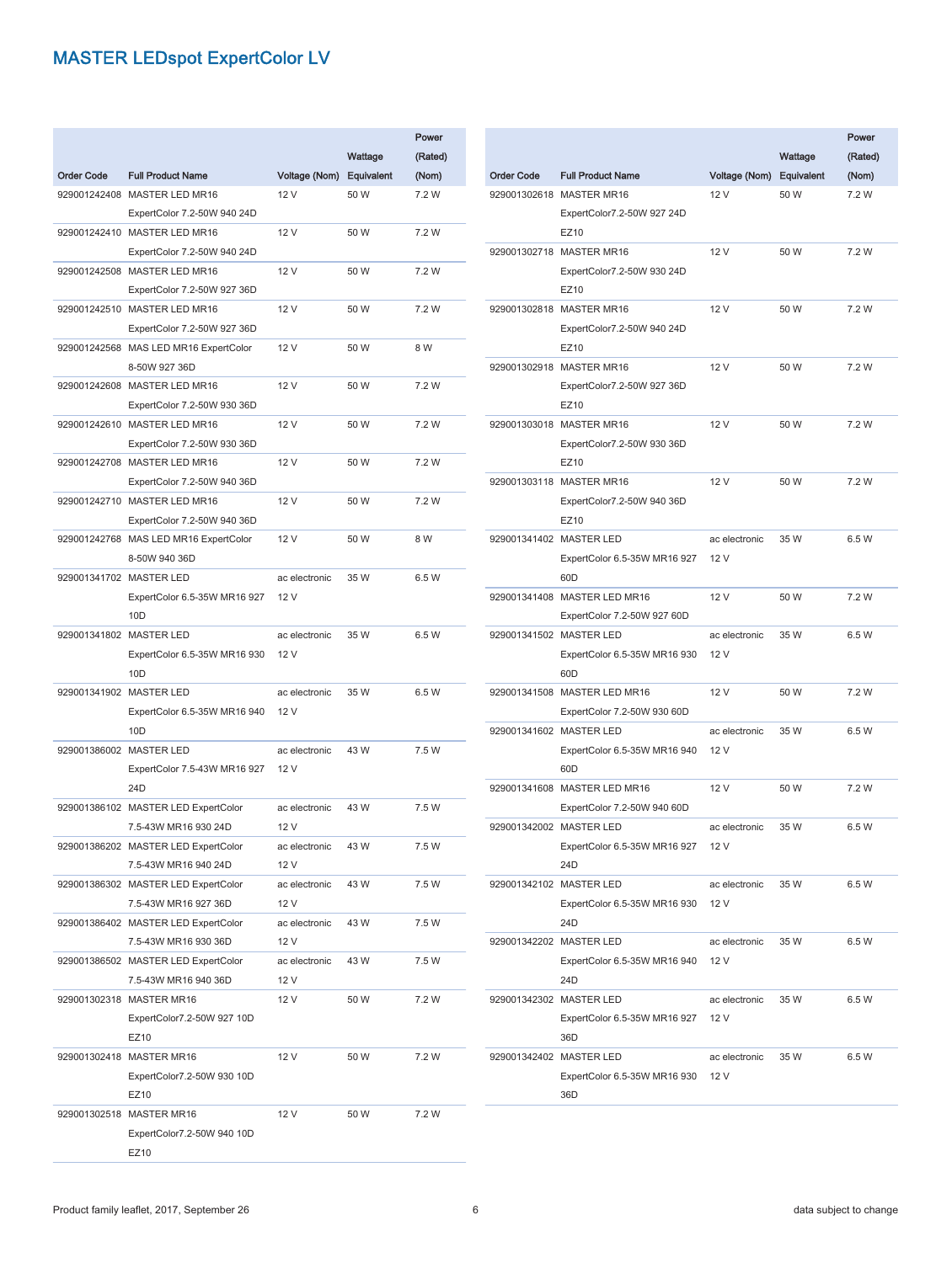# MASTER LEDspot ExpertColor LV

| Order Code | Full Product Name | Voltage (Nom) | Wattage Equivalent | Power (Rated) (Nom) |
|---|---|---|---|---|
| 929001242408 | MASTER LED MR16 ExpertColor 7.2-50W 940 24D | 12 V | 50 W | 7.2 W |
| 929001242410 | MASTER LED MR16 ExpertColor 7.2-50W 940 24D | 12 V | 50 W | 7.2 W |
| 929001242508 | MASTER LED MR16 ExpertColor 7.2-50W 927 36D | 12 V | 50 W | 7.2 W |
| 929001242510 | MASTER LED MR16 ExpertColor 7.2-50W 927 36D | 12 V | 50 W | 7.2 W |
| 929001242568 | MAS LED MR16 ExpertColor 8-50W 927 36D | 12 V | 50 W | 8 W |
| 929001242608 | MASTER LED MR16 ExpertColor 7.2-50W 930 36D | 12 V | 50 W | 7.2 W |
| 929001242610 | MASTER LED MR16 ExpertColor 7.2-50W 930 36D | 12 V | 50 W | 7.2 W |
| 929001242708 | MASTER LED MR16 ExpertColor 7.2-50W 940 36D | 12 V | 50 W | 7.2 W |
| 929001242710 | MASTER LED MR16 ExpertColor 7.2-50W 940 36D | 12 V | 50 W | 7.2 W |
| 929001242768 | MAS LED MR16 ExpertColor 8-50W 940 36D | 12 V | 50 W | 8 W |
| 929001341702 | MASTER LED ExpertColor 6.5-35W MR16 927 10D | ac electronic 12 V | 35 W | 6.5 W |
| 929001341802 | MASTER LED ExpertColor 6.5-35W MR16 930 10D | ac electronic 12 V | 35 W | 6.5 W |
| 929001341902 | MASTER LED ExpertColor 6.5-35W MR16 940 10D | ac electronic 12 V | 35 W | 6.5 W |
| 929001386002 | MASTER LED ExpertColor 7.5-43W MR16 927 24D | ac electronic 12 V | 43 W | 7.5 W |
| 929001386102 | MASTER LED ExpertColor 7.5-43W MR16 930 24D | ac electronic 12 V | 43 W | 7.5 W |
| 929001386202 | MASTER LED ExpertColor 7.5-43W MR16 940 24D | ac electronic 12 V | 43 W | 7.5 W |
| 929001386302 | MASTER LED ExpertColor 7.5-43W MR16 927 36D | ac electronic 12 V | 43 W | 7.5 W |
| 929001386402 | MASTER LED ExpertColor 7.5-43W MR16 930 36D | ac electronic 12 V | 43 W | 7.5 W |
| 929001386502 | MASTER LED ExpertColor 7.5-43W MR16 940 36D | ac electronic 12 V | 43 W | 7.5 W |
| 929001302318 | MASTER MR16 ExpertColor7.2-50W 927 10D EZ10 | 12 V | 50 W | 7.2 W |
| 929001302418 | MASTER MR16 ExpertColor7.2-50W 930 10D EZ10 | 12 V | 50 W | 7.2 W |
| 929001302518 | MASTER MR16 ExpertColor7.2-50W 940 10D EZ10 | 12 V | 50 W | 7.2 W |
| 929001302618 | MASTER MR16 ExpertColor7.2-50W 927 24D EZ10 | 12 V | 50 W | 7.2 W |
| 929001302718 | MASTER MR16 ExpertColor7.2-50W 930 24D EZ10 | 12 V | 50 W | 7.2 W |
| 929001302818 | MASTER MR16 ExpertColor7.2-50W 940 24D EZ10 | 12 V | 50 W | 7.2 W |
| 929001302918 | MASTER MR16 ExpertColor7.2-50W 927 36D EZ10 | 12 V | 50 W | 7.2 W |
| 929001303018 | MASTER MR16 ExpertColor7.2-50W 930 36D EZ10 | 12 V | 50 W | 7.2 W |
| 929001303118 | MASTER MR16 ExpertColor7.2-50W 940 36D EZ10 | 12 V | 50 W | 7.2 W |
| 929001341402 | MASTER LED ExpertColor 6.5-35W MR16 927 60D | ac electronic 12 V | 35 W | 6.5 W |
| 929001341408 | MASTER LED MR16 ExpertColor 7.2-50W 927 60D | 12 V | 50 W | 7.2 W |
| 929001341502 | MASTER LED ExpertColor 6.5-35W MR16 930 60D | ac electronic 12 V | 35 W | 6.5 W |
| 929001341508 | MASTER LED MR16 ExpertColor 7.2-50W 930 60D | 12 V | 50 W | 7.2 W |
| 929001341602 | MASTER LED ExpertColor 6.5-35W MR16 940 60D | ac electronic 12 V | 35 W | 6.5 W |
| 929001341608 | MASTER LED MR16 ExpertColor 7.2-50W 940 60D | 12 V | 50 W | 7.2 W |
| 929001342002 | MASTER LED ExpertColor 6.5-35W MR16 927 24D | ac electronic 12 V | 35 W | 6.5 W |
| 929001342102 | MASTER LED ExpertColor 6.5-35W MR16 930 24D | ac electronic 12 V | 35 W | 6.5 W |
| 929001342202 | MASTER LED ExpertColor 6.5-35W MR16 940 24D | ac electronic 12 V | 35 W | 6.5 W |
| 929001342302 | MASTER LED ExpertColor 6.5-35W MR16 927 36D | ac electronic 12 V | 35 W | 6.5 W |
| 929001342402 | MASTER LED ExpertColor 6.5-35W MR16 930 36D | ac electronic 12 V | 35 W | 6.5 W |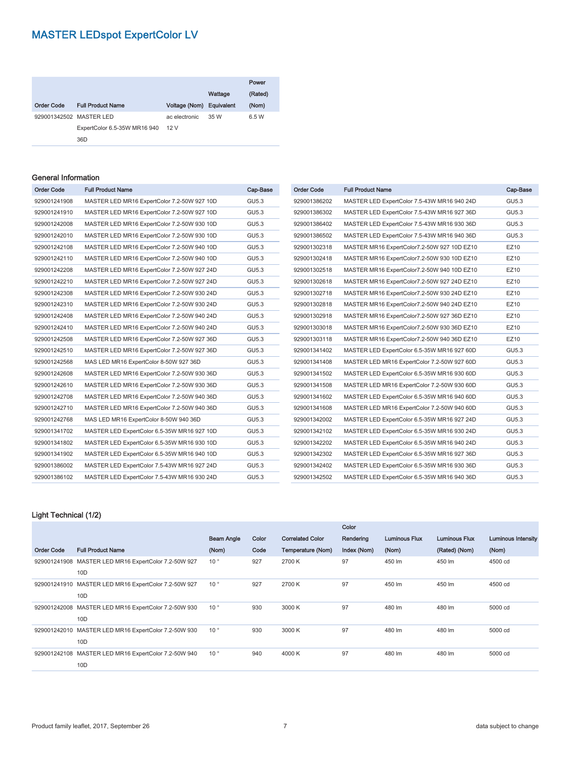## MASTER LEDspot ExpertColor LV

| Order Code | Full Product Name | Voltage (Nom) | Wattage Equivalent | Power (Rated) (Nom) |
|---|---|---|---|---|
| 929001342502 | MASTER LED ExpertColor 6.5-35W MR16 940 36D | ac electronic 12 V | 35 W | 6.5 W |

### General Information

| Order Code | Full Product Name | Cap-Base |
|---|---|---|
| 929001241908 | MASTER LED MR16 ExpertColor 7.2-50W 927 10D | GU5.3 |
| 929001241910 | MASTER LED MR16 ExpertColor 7.2-50W 927 10D | GU5.3 |
| 929001242008 | MASTER LED MR16 ExpertColor 7.2-50W 930 10D | GU5.3 |
| 929001242010 | MASTER LED MR16 ExpertColor 7.2-50W 930 10D | GU5.3 |
| 929001242108 | MASTER LED MR16 ExpertColor 7.2-50W 940 10D | GU5.3 |
| 929001242110 | MASTER LED MR16 ExpertColor 7.2-50W 940 10D | GU5.3 |
| 929001242208 | MASTER LED MR16 ExpertColor 7.2-50W 927 24D | GU5.3 |
| 929001242210 | MASTER LED MR16 ExpertColor 7.2-50W 927 24D | GU5.3 |
| 929001242308 | MASTER LED MR16 ExpertColor 7.2-50W 930 24D | GU5.3 |
| 929001242310 | MASTER LED MR16 ExpertColor 7.2-50W 930 24D | GU5.3 |
| 929001242408 | MASTER LED MR16 ExpertColor 7.2-50W 940 24D | GU5.3 |
| 929001242410 | MASTER LED MR16 ExpertColor 7.2-50W 940 24D | GU5.3 |
| 929001242508 | MASTER LED MR16 ExpertColor 7.2-50W 927 36D | GU5.3 |
| 929001242510 | MASTER LED MR16 ExpertColor 7.2-50W 927 36D | GU5.3 |
| 929001242568 | MAS LED MR16 ExpertColor 8-50W 927 36D | GU5.3 |
| 929001242608 | MASTER LED MR16 ExpertColor 7.2-50W 930 36D | GU5.3 |
| 929001242610 | MASTER LED MR16 ExpertColor 7.2-50W 930 36D | GU5.3 |
| 929001242708 | MASTER LED MR16 ExpertColor 7.2-50W 940 36D | GU5.3 |
| 929001242710 | MASTER LED MR16 ExpertColor 7.2-50W 940 36D | GU5.3 |
| 929001242768 | MAS LED MR16 ExpertColor 8-50W 940 36D | GU5.3 |
| 929001341702 | MASTER LED ExpertColor 6.5-35W MR16 927 10D | GU5.3 |
| 929001341802 | MASTER LED ExpertColor 6.5-35W MR16 930 10D | GU5.3 |
| 929001341902 | MASTER LED ExpertColor 6.5-35W MR16 940 10D | GU5.3 |
| 929001386002 | MASTER LED ExpertColor 7.5-43W MR16 927 24D | GU5.3 |
| 929001386102 | MASTER LED ExpertColor 7.5-43W MR16 930 24D | GU5.3 |
| 929001386202 | MASTER LED ExpertColor 7.5-43W MR16 940 24D | GU5.3 |
| 929001386302 | MASTER LED ExpertColor 7.5-43W MR16 927 36D | GU5.3 |
| 929001386402 | MASTER LED ExpertColor 7.5-43W MR16 930 36D | GU5.3 |
| 929001386502 | MASTER LED ExpertColor 7.5-43W MR16 940 36D | GU5.3 |
| 929001302318 | MASTER MR16 ExpertColor7.2-50W 927 10D EZ10 | EZ10 |
| 929001302418 | MASTER MR16 ExpertColor7.2-50W 930 10D EZ10 | EZ10 |
| 929001302518 | MASTER MR16 ExpertColor7.2-50W 940 10D EZ10 | EZ10 |
| 929001302618 | MASTER MR16 ExpertColor7.2-50W 927 24D EZ10 | EZ10 |
| 929001302718 | MASTER MR16 ExpertColor7.2-50W 930 24D EZ10 | EZ10 |
| 929001302818 | MASTER MR16 ExpertColor7.2-50W 940 24D EZ10 | EZ10 |
| 929001302918 | MASTER MR16 ExpertColor7.2-50W 927 36D EZ10 | EZ10 |
| 929001303018 | MASTER MR16 ExpertColor7.2-50W 930 36D EZ10 | EZ10 |
| 929001303118 | MASTER MR16 ExpertColor7.2-50W 940 36D EZ10 | EZ10 |
| 929001341402 | MASTER LED ExpertColor 6.5-35W MR16 927 60D | GU5.3 |
| 929001341408 | MASTER LED MR16 ExpertColor 7.2-50W 927 60D | GU5.3 |
| 929001341502 | MASTER LED ExpertColor 6.5-35W MR16 930 60D | GU5.3 |
| 929001341508 | MASTER LED MR16 ExpertColor 7.2-50W 930 60D | GU5.3 |
| 929001341602 | MASTER LED ExpertColor 6.5-35W MR16 940 60D | GU5.3 |
| 929001341608 | MASTER LED MR16 ExpertColor 7.2-50W 940 60D | GU5.3 |
| 929001342002 | MASTER LED ExpertColor 6.5-35W MR16 927 24D | GU5.3 |
| 929001342102 | MASTER LED ExpertColor 6.5-35W MR16 930 24D | GU5.3 |
| 929001342202 | MASTER LED ExpertColor 6.5-35W MR16 940 24D | GU5.3 |
| 929001342302 | MASTER LED ExpertColor 6.5-35W MR16 927 36D | GU5.3 |
| 929001342402 | MASTER LED ExpertColor 6.5-35W MR16 930 36D | GU5.3 |
| 929001342502 | MASTER LED ExpertColor 6.5-35W MR16 940 36D | GU5.3 |

### Light Technical (1/2)

| Order Code | Full Product Name | Beam Angle (Nom) | Color Code | Correlated Color Temperature (Nom) | Color Rendering Index (Nom) | Luminous Flux (Nom) | Luminous Flux (Rated) (Nom) | Luminous Intensity (Nom) |
|---|---|---|---|---|---|---|---|---|
| 929001241908 | MASTER LED MR16 ExpertColor 7.2-50W 927 10D | 10 ° | 927 | 2700 K | 97 | 450 lm | 450 lm | 4500 cd |
| 929001241910 | MASTER LED MR16 ExpertColor 7.2-50W 927 10D | 10 ° | 927 | 2700 K | 97 | 450 lm | 450 lm | 4500 cd |
| 929001242008 | MASTER LED MR16 ExpertColor 7.2-50W 930 10D | 10 ° | 930 | 3000 K | 97 | 480 lm | 480 lm | 5000 cd |
| 929001242010 | MASTER LED MR16 ExpertColor 7.2-50W 930 10D | 10 ° | 930 | 3000 K | 97 | 480 lm | 480 lm | 5000 cd |
| 929001242108 | MASTER LED MR16 ExpertColor 7.2-50W 940 10D | 10 ° | 940 | 4000 K | 97 | 480 lm | 480 lm | 5000 cd |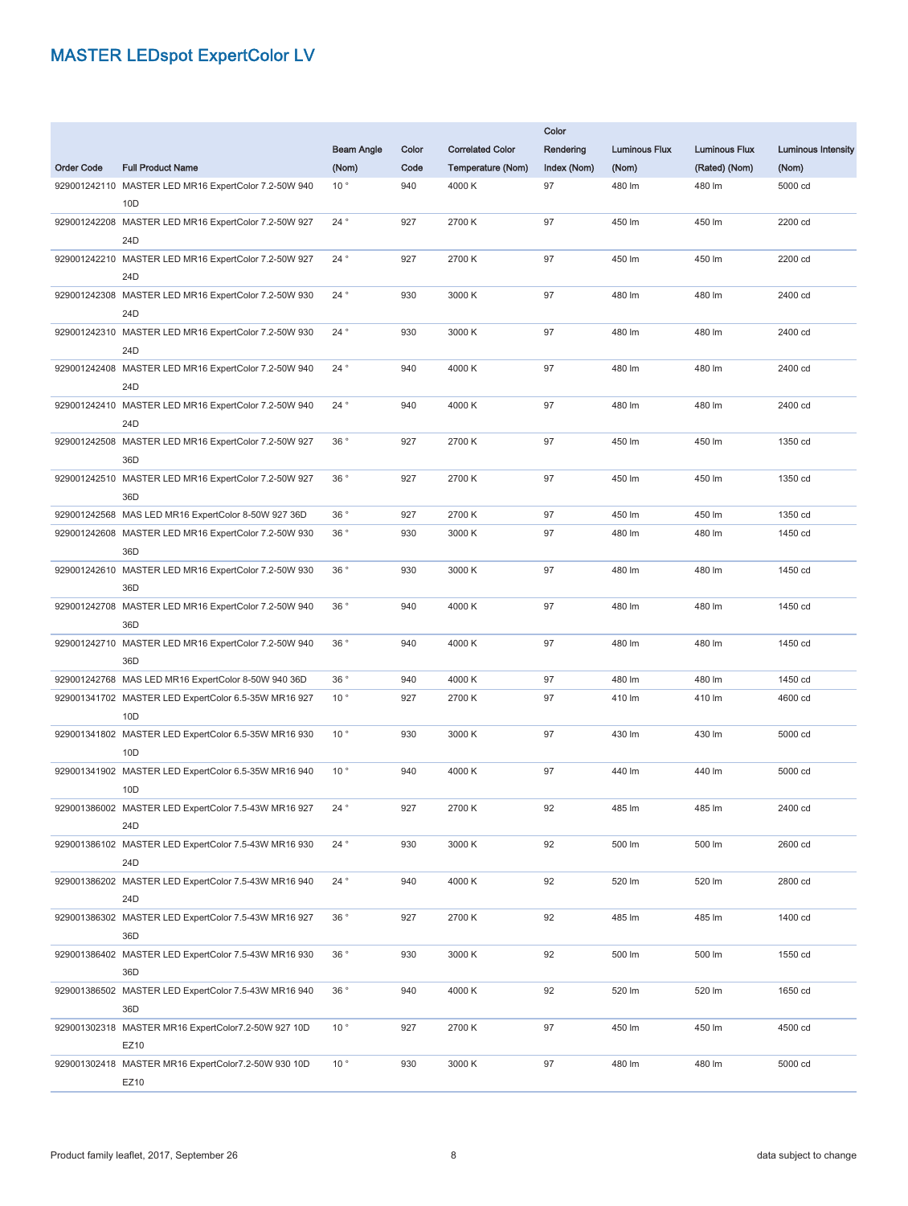# MASTER LEDspot ExpertColor LV

| Order Code | Full Product Name | Beam Angle (Nom) | Color Code | Correlated Color Temperature (Nom) | Color Rendering Index (Nom) | Luminous Flux (Nom) | Luminous Flux (Rated) (Nom) | Luminous Intensity (Nom) |
|---|---|---|---|---|---|---|---|---|
| 929001242110 | MASTER LED MR16 ExpertColor 7.2-50W 940 10D | 10 ° | 940 | 4000 K | 97 | 480 lm | 480 lm | 5000 cd |
| 929001242208 | MASTER LED MR16 ExpertColor 7.2-50W 927 24D | 24 ° | 927 | 2700 K | 97 | 450 lm | 450 lm | 2200 cd |
| 929001242210 | MASTER LED MR16 ExpertColor 7.2-50W 927 24D | 24 ° | 927 | 2700 K | 97 | 450 lm | 450 lm | 2200 cd |
| 929001242308 | MASTER LED MR16 ExpertColor 7.2-50W 930 24D | 24 ° | 930 | 3000 K | 97 | 480 lm | 480 lm | 2400 cd |
| 929001242310 | MASTER LED MR16 ExpertColor 7.2-50W 930 24D | 24 ° | 930 | 3000 K | 97 | 480 lm | 480 lm | 2400 cd |
| 929001242408 | MASTER LED MR16 ExpertColor 7.2-50W 940 24D | 24 ° | 940 | 4000 K | 97 | 480 lm | 480 lm | 2400 cd |
| 929001242410 | MASTER LED MR16 ExpertColor 7.2-50W 940 24D | 24 ° | 940 | 4000 K | 97 | 480 lm | 480 lm | 2400 cd |
| 929001242508 | MASTER LED MR16 ExpertColor 7.2-50W 927 36D | 36 ° | 927 | 2700 K | 97 | 450 lm | 450 lm | 1350 cd |
| 929001242510 | MASTER LED MR16 ExpertColor 7.2-50W 927 36D | 36 ° | 927 | 2700 K | 97 | 450 lm | 450 lm | 1350 cd |
| 929001242568 | MAS LED MR16 ExpertColor 8-50W 927 36D | 36 ° | 927 | 2700 K | 97 | 450 lm | 450 lm | 1350 cd |
| 929001242608 | MASTER LED MR16 ExpertColor 7.2-50W 930 36D | 36 ° | 930 | 3000 K | 97 | 480 lm | 480 lm | 1450 cd |
| 929001242610 | MASTER LED MR16 ExpertColor 7.2-50W 930 36D | 36 ° | 930 | 3000 K | 97 | 480 lm | 480 lm | 1450 cd |
| 929001242708 | MASTER LED MR16 ExpertColor 7.2-50W 940 36D | 36 ° | 940 | 4000 K | 97 | 480 lm | 480 lm | 1450 cd |
| 929001242710 | MASTER LED MR16 ExpertColor 7.2-50W 940 36D | 36 ° | 940 | 4000 K | 97 | 480 lm | 480 lm | 1450 cd |
| 929001242768 | MAS LED MR16 ExpertColor 8-50W 940 36D | 36 ° | 940 | 4000 K | 97 | 480 lm | 480 lm | 1450 cd |
| 929001341702 | MASTER LED ExpertColor 6.5-35W MR16 927 10D | 10 ° | 927 | 2700 K | 97 | 410 lm | 410 lm | 4600 cd |
| 929001341802 | MASTER LED ExpertColor 6.5-35W MR16 930 10D | 10 ° | 930 | 3000 K | 97 | 430 lm | 430 lm | 5000 cd |
| 929001341902 | MASTER LED ExpertColor 6.5-35W MR16 940 10D | 10 ° | 940 | 4000 K | 97 | 440 lm | 440 lm | 5000 cd |
| 929001386002 | MASTER LED ExpertColor 7.5-43W MR16 927 24D | 24 ° | 927 | 2700 K | 92 | 485 lm | 485 lm | 2400 cd |
| 929001386102 | MASTER LED ExpertColor 7.5-43W MR16 930 24D | 24 ° | 930 | 3000 K | 92 | 500 lm | 500 lm | 2600 cd |
| 929001386202 | MASTER LED ExpertColor 7.5-43W MR16 940 24D | 24 ° | 940 | 4000 K | 92 | 520 lm | 520 lm | 2800 cd |
| 929001386302 | MASTER LED ExpertColor 7.5-43W MR16 927 36D | 36 ° | 927 | 2700 K | 92 | 485 lm | 485 lm | 1400 cd |
| 929001386402 | MASTER LED ExpertColor 7.5-43W MR16 930 36D | 36 ° | 930 | 3000 K | 92 | 500 lm | 500 lm | 1550 cd |
| 929001386502 | MASTER LED ExpertColor 7.5-43W MR16 940 36D | 36 ° | 940 | 4000 K | 92 | 520 lm | 520 lm | 1650 cd |
| 929001302318 | MASTER MR16 ExpertColor7.2-50W 927 10D EZ10 | 10 ° | 927 | 2700 K | 97 | 450 lm | 450 lm | 4500 cd |
| 929001302418 | MASTER MR16 ExpertColor7.2-50W 930 10D EZ10 | 10 ° | 930 | 3000 K | 97 | 480 lm | 480 lm | 5000 cd |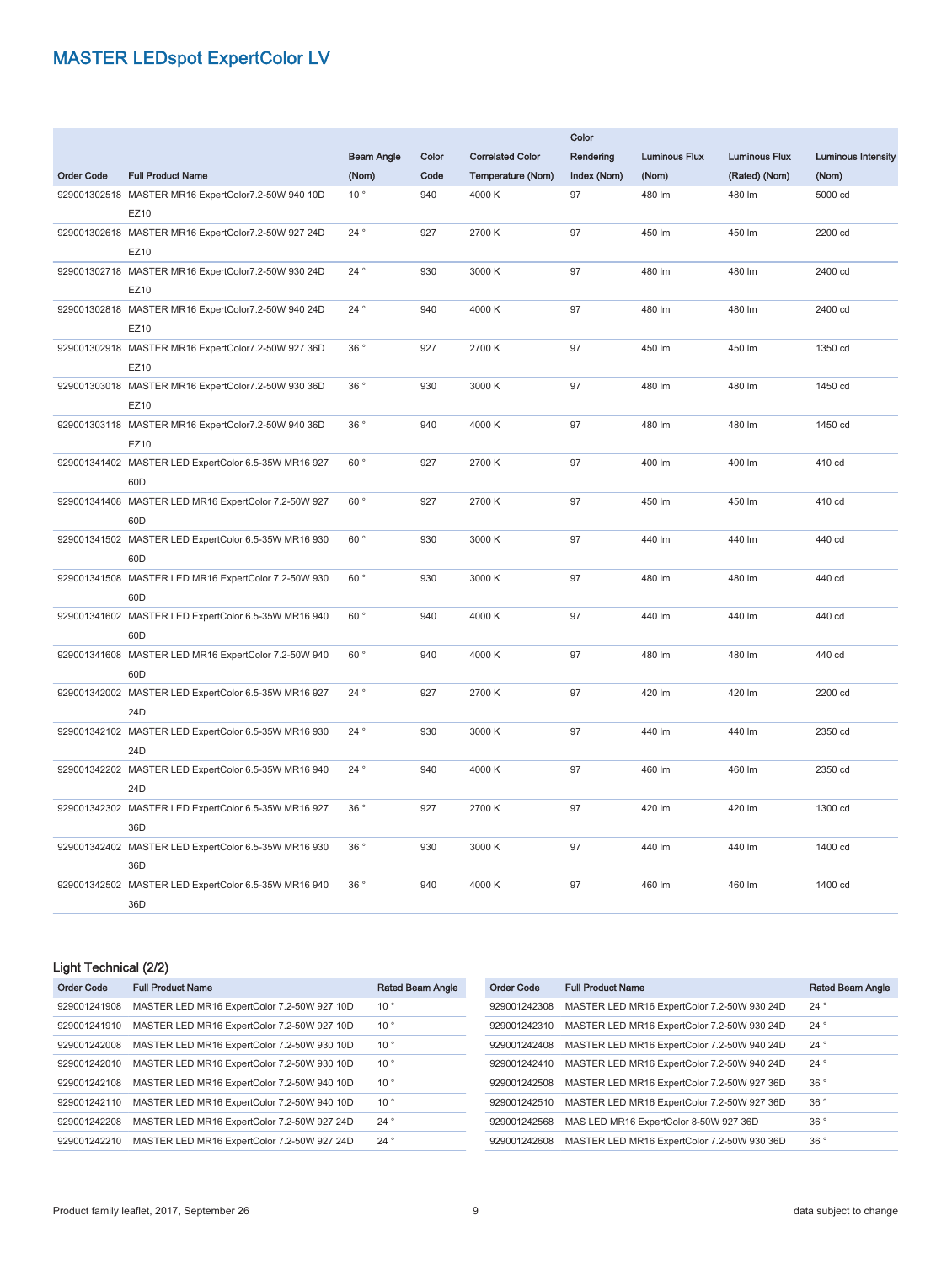# MASTER LEDspot ExpertColor LV

| Order Code | Full Product Name | Beam Angle (Nom) | Color Code | Correlated Color Temperature (Nom) | Color Rendering Index (Nom) | Luminous Flux (Nom) | Luminous Flux (Rated) (Nom) | Luminous Intensity (Nom) |
|---|---|---|---|---|---|---|---|---|
| 929001302518 | MASTER MR16 ExpertColor7.2-50W 940 10D EZ10 | 10 ° | 940 | 4000 K | 97 | 480 lm | 480 lm | 5000 cd |
| 929001302618 | MASTER MR16 ExpertColor7.2-50W 927 24D EZ10 | 24 ° | 927 | 2700 K | 97 | 450 lm | 450 lm | 2200 cd |
| 929001302718 | MASTER MR16 ExpertColor7.2-50W 930 24D EZ10 | 24 ° | 930 | 3000 K | 97 | 480 lm | 480 lm | 2400 cd |
| 929001302818 | MASTER MR16 ExpertColor7.2-50W 940 24D EZ10 | 24 ° | 940 | 4000 K | 97 | 480 lm | 480 lm | 2400 cd |
| 929001302918 | MASTER MR16 ExpertColor7.2-50W 927 36D EZ10 | 36 ° | 927 | 2700 K | 97 | 450 lm | 450 lm | 1350 cd |
| 929001303018 | MASTER MR16 ExpertColor7.2-50W 930 36D EZ10 | 36 ° | 930 | 3000 K | 97 | 480 lm | 480 lm | 1450 cd |
| 929001303118 | MASTER MR16 ExpertColor7.2-50W 940 36D EZ10 | 36 ° | 940 | 4000 K | 97 | 480 lm | 480 lm | 1450 cd |
| 929001341402 | MASTER LED ExpertColor 6.5-35W MR16 927 60D | 60 ° | 927 | 2700 K | 97 | 400 lm | 400 lm | 410 cd |
| 929001341408 | MASTER LED MR16 ExpertColor 7.2-50W 927 60D | 60 ° | 927 | 2700 K | 97 | 450 lm | 450 lm | 410 cd |
| 929001341502 | MASTER LED ExpertColor 6.5-35W MR16 930 60D | 60 ° | 930 | 3000 K | 97 | 440 lm | 440 lm | 440 cd |
| 929001341508 | MASTER LED MR16 ExpertColor 7.2-50W 930 60D | 60 ° | 930 | 3000 K | 97 | 480 lm | 480 lm | 440 cd |
| 929001341602 | MASTER LED ExpertColor 6.5-35W MR16 940 60D | 60 ° | 940 | 4000 K | 97 | 440 lm | 440 lm | 440 cd |
| 929001341608 | MASTER LED MR16 ExpertColor 7.2-50W 940 60D | 60 ° | 940 | 4000 K | 97 | 480 lm | 480 lm | 440 cd |
| 929001342002 | MASTER LED ExpertColor 6.5-35W MR16 927 24D | 24 ° | 927 | 2700 K | 97 | 420 lm | 420 lm | 2200 cd |
| 929001342102 | MASTER LED ExpertColor 6.5-35W MR16 930 24D | 24 ° | 930 | 3000 K | 97 | 440 lm | 440 lm | 2350 cd |
| 929001342202 | MASTER LED ExpertColor 6.5-35W MR16 940 24D | 24 ° | 940 | 4000 K | 97 | 460 lm | 460 lm | 2350 cd |
| 929001342302 | MASTER LED ExpertColor 6.5-35W MR16 927 36D | 36 ° | 927 | 2700 K | 97 | 420 lm | 420 lm | 1300 cd |
| 929001342402 | MASTER LED ExpertColor 6.5-35W MR16 930 36D | 36 ° | 930 | 3000 K | 97 | 440 lm | 440 lm | 1400 cd |
| 929001342502 | MASTER LED ExpertColor 6.5-35W MR16 940 36D | 36 ° | 940 | 4000 K | 97 | 460 lm | 460 lm | 1400 cd |

## Light Technical (2/2)

| Order Code | Full Product Name | Rated Beam Angle |
|---|---|---|
| 929001241908 | MASTER LED MR16 ExpertColor 7.2-50W 927 10D | 10 ° |
| 929001241910 | MASTER LED MR16 ExpertColor 7.2-50W 927 10D | 10 ° |
| 929001242008 | MASTER LED MR16 ExpertColor 7.2-50W 930 10D | 10 ° |
| 929001242010 | MASTER LED MR16 ExpertColor 7.2-50W 930 10D | 10 ° |
| 929001242108 | MASTER LED MR16 ExpertColor 7.2-50W 940 10D | 10 ° |
| 929001242110 | MASTER LED MR16 ExpertColor 7.2-50W 940 10D | 10 ° |
| 929001242208 | MASTER LED MR16 ExpertColor 7.2-50W 927 24D | 24 ° |
| 929001242210 | MASTER LED MR16 ExpertColor 7.2-50W 927 24D | 24 ° |
| 929001242308 | MASTER LED MR16 ExpertColor 7.2-50W 930 24D | 24 ° |
| 929001242310 | MASTER LED MR16 ExpertColor 7.2-50W 930 24D | 24 ° |
| 929001242408 | MASTER LED MR16 ExpertColor 7.2-50W 940 24D | 24 ° |
| 929001242410 | MASTER LED MR16 ExpertColor 7.2-50W 940 24D | 24 ° |
| 929001242508 | MASTER LED MR16 ExpertColor 7.2-50W 927 36D | 36 ° |
| 929001242510 | MASTER LED MR16 ExpertColor 7.2-50W 927 36D | 36 ° |
| 929001242568 | MAS LED MR16 ExpertColor 8-50W 927 36D | 36 ° |
| 929001242608 | MASTER LED MR16 ExpertColor 7.2-50W 930 36D | 36 ° |

Product family leaflet, 2017, September 26 | data subject to change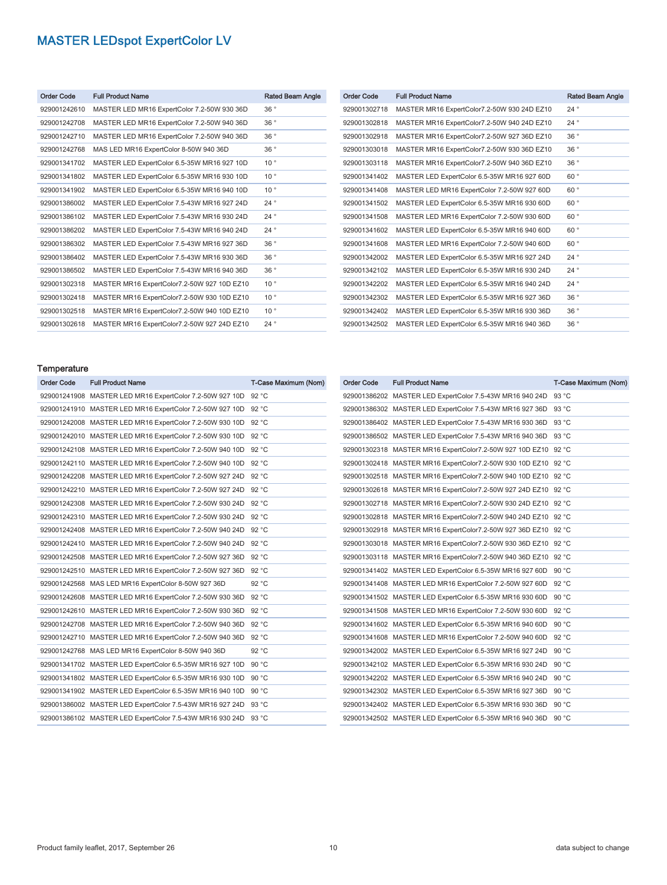# MASTER LEDspot ExpertColor LV

| Order Code | Full Product Name | Rated Beam Angle |
| --- | --- | --- |
| 929001242610 | MASTER LED MR16 ExpertColor 7.2-50W 930 36D | 36 ° |
| 929001242708 | MASTER LED MR16 ExpertColor 7.2-50W 940 36D | 36 ° |
| 929001242710 | MASTER LED MR16 ExpertColor 7.2-50W 940 36D | 36 ° |
| 929001242768 | MAS LED MR16 ExpertColor 8-50W 940 36D | 36 ° |
| 929001341702 | MASTER LED ExpertColor 6.5-35W MR16 927 10D | 10 ° |
| 929001341802 | MASTER LED ExpertColor 6.5-35W MR16 930 10D | 10 ° |
| 929001341902 | MASTER LED ExpertColor 6.5-35W MR16 940 10D | 10 ° |
| 929001386002 | MASTER LED ExpertColor 7.5-43W MR16 927 24D | 24 ° |
| 929001386102 | MASTER LED ExpertColor 7.5-43W MR16 930 24D | 24 ° |
| 929001386202 | MASTER LED ExpertColor 7.5-43W MR16 940 24D | 24 ° |
| 929001386302 | MASTER LED ExpertColor 7.5-43W MR16 927 36D | 36 ° |
| 929001386402 | MASTER LED ExpertColor 7.5-43W MR16 930 36D | 36 ° |
| 929001386502 | MASTER LED ExpertColor 7.5-43W MR16 940 36D | 36 ° |
| 929001302318 | MASTER MR16 ExpertColor7.2-50W 927 10D EZ10 | 10 ° |
| 929001302418 | MASTER MR16 ExpertColor7.2-50W 930 10D EZ10 | 10 ° |
| 929001302518 | MASTER MR16 ExpertColor7.2-50W 940 10D EZ10 | 10 ° |
| 929001302618 | MASTER MR16 ExpertColor7.2-50W 927 24D EZ10 | 24 ° |
| 929001302718 | MASTER MR16 ExpertColor7.2-50W 930 24D EZ10 | 24 ° |
| 929001302818 | MASTER MR16 ExpertColor7.2-50W 940 24D EZ10 | 24 ° |
| 929001302918 | MASTER MR16 ExpertColor7.2-50W 927 36D EZ10 | 36 ° |
| 929001303018 | MASTER MR16 ExpertColor7.2-50W 930 36D EZ10 | 36 ° |
| 929001303118 | MASTER MR16 ExpertColor7.2-50W 940 36D EZ10 | 36 ° |
| 929001341402 | MASTER LED ExpertColor 6.5-35W MR16 927 60D | 60 ° |
| 929001341408 | MASTER LED MR16 ExpertColor 7.2-50W 927 60D | 60 ° |
| 929001341502 | MASTER LED ExpertColor 6.5-35W MR16 930 60D | 60 ° |
| 929001341508 | MASTER LED MR16 ExpertColor 7.2-50W 930 60D | 60 ° |
| 929001341602 | MASTER LED ExpertColor 6.5-35W MR16 940 60D | 60 ° |
| 929001341608 | MASTER LED MR16 ExpertColor 7.2-50W 940 60D | 60 ° |
| 929001342002 | MASTER LED ExpertColor 6.5-35W MR16 927 24D | 24 ° |
| 929001342102 | MASTER LED ExpertColor 6.5-35W MR16 930 24D | 24 ° |
| 929001342202 | MASTER LED ExpertColor 6.5-35W MR16 940 24D | 24 ° |
| 929001342302 | MASTER LED ExpertColor 6.5-35W MR16 927 36D | 36 ° |
| 929001342402 | MASTER LED ExpertColor 6.5-35W MR16 930 36D | 36 ° |
| 929001342502 | MASTER LED ExpertColor 6.5-35W MR16 940 36D | 36 ° |

## Temperature

| Order Code | Full Product Name | T-Case Maximum (Nom) |
| --- | --- | --- |
| 929001241908 | MASTER LED MR16 ExpertColor 7.2-50W 927 10D | 92 °C |
| 929001241910 | MASTER LED MR16 ExpertColor 7.2-50W 927 10D | 92 °C |
| 929001242008 | MASTER LED MR16 ExpertColor 7.2-50W 930 10D | 92 °C |
| 929001242010 | MASTER LED MR16 ExpertColor 7.2-50W 930 10D | 92 °C |
| 929001242108 | MASTER LED MR16 ExpertColor 7.2-50W 940 10D | 92 °C |
| 929001242110 | MASTER LED MR16 ExpertColor 7.2-50W 940 10D | 92 °C |
| 929001242208 | MASTER LED MR16 ExpertColor 7.2-50W 927 24D | 92 °C |
| 929001242210 | MASTER LED MR16 ExpertColor 7.2-50W 927 24D | 92 °C |
| 929001242308 | MASTER LED MR16 ExpertColor 7.2-50W 930 24D | 92 °C |
| 929001242310 | MASTER LED MR16 ExpertColor 7.2-50W 930 24D | 92 °C |
| 929001242408 | MASTER LED MR16 ExpertColor 7.2-50W 940 24D | 92 °C |
| 929001242410 | MASTER LED MR16 ExpertColor 7.2-50W 940 24D | 92 °C |
| 929001242508 | MASTER LED MR16 ExpertColor 7.2-50W 927 36D | 92 °C |
| 929001242510 | MASTER LED MR16 ExpertColor 7.2-50W 927 36D | 92 °C |
| 929001242568 | MAS LED MR16 ExpertColor 8-50W 927 36D | 92 °C |
| 929001242608 | MASTER LED MR16 ExpertColor 7.2-50W 930 36D | 92 °C |
| 929001242610 | MASTER LED MR16 ExpertColor 7.2-50W 930 36D | 92 °C |
| 929001242708 | MASTER LED MR16 ExpertColor 7.2-50W 940 36D | 92 °C |
| 929001242710 | MASTER LED MR16 ExpertColor 7.2-50W 940 36D | 92 °C |
| 929001242768 | MAS LED MR16 ExpertColor 8-50W 940 36D | 92 °C |
| 929001341702 | MASTER LED ExpertColor 6.5-35W MR16 927 10D | 90 °C |
| 929001341802 | MASTER LED ExpertColor 6.5-35W MR16 930 10D | 90 °C |
| 929001341902 | MASTER LED ExpertColor 6.5-35W MR16 940 10D | 90 °C |
| 929001386002 | MASTER LED ExpertColor 7.5-43W MR16 927 24D | 93 °C |
| 929001386102 | MASTER LED ExpertColor 7.5-43W MR16 930 24D | 93 °C |
| 929001386202 | MASTER LED ExpertColor 7.5-43W MR16 940 24D | 93 °C |
| 929001386302 | MASTER LED ExpertColor 7.5-43W MR16 927 36D | 93 °C |
| 929001386402 | MASTER LED ExpertColor 7.5-43W MR16 930 36D | 93 °C |
| 929001386502 | MASTER LED ExpertColor 7.5-43W MR16 940 36D | 93 °C |
| 929001302318 | MASTER MR16 ExpertColor7.2-50W 927 10D EZ10 | 92 °C |
| 929001302418 | MASTER MR16 ExpertColor7.2-50W 930 10D EZ10 | 92 °C |
| 929001302518 | MASTER MR16 ExpertColor7.2-50W 940 10D EZ10 | 92 °C |
| 929001302618 | MASTER MR16 ExpertColor7.2-50W 927 24D EZ10 | 92 °C |
| 929001302718 | MASTER MR16 ExpertColor7.2-50W 930 24D EZ10 | 92 °C |
| 929001302818 | MASTER MR16 ExpertColor7.2-50W 940 24D EZ10 | 92 °C |
| 929001302918 | MASTER MR16 ExpertColor7.2-50W 927 36D EZ10 | 92 °C |
| 929001303018 | MASTER MR16 ExpertColor7.2-50W 930 36D EZ10 | 92 °C |
| 929001303118 | MASTER MR16 ExpertColor7.2-50W 940 36D EZ10 | 92 °C |
| 929001341402 | MASTER LED ExpertColor 6.5-35W MR16 927 60D | 90 °C |
| 929001341408 | MASTER LED MR16 ExpertColor 7.2-50W 927 60D | 92 °C |
| 929001341502 | MASTER LED ExpertColor 6.5-35W MR16 930 60D | 90 °C |
| 929001341508 | MASTER LED MR16 ExpertColor 7.2-50W 930 60D | 92 °C |
| 929001341602 | MASTER LED ExpertColor 6.5-35W MR16 940 60D | 90 °C |
| 929001341608 | MASTER LED MR16 ExpertColor 7.2-50W 940 60D | 92 °C |
| 929001342002 | MASTER LED ExpertColor 6.5-35W MR16 927 24D | 90 °C |
| 929001342102 | MASTER LED ExpertColor 6.5-35W MR16 930 24D | 90 °C |
| 929001342202 | MASTER LED ExpertColor 6.5-35W MR16 940 24D | 90 °C |
| 929001342302 | MASTER LED ExpertColor 6.5-35W MR16 927 36D | 90 °C |
| 929001342402 | MASTER LED ExpertColor 6.5-35W MR16 930 36D | 90 °C |
| 929001342502 | MASTER LED ExpertColor 6.5-35W MR16 940 36D | 90 °C |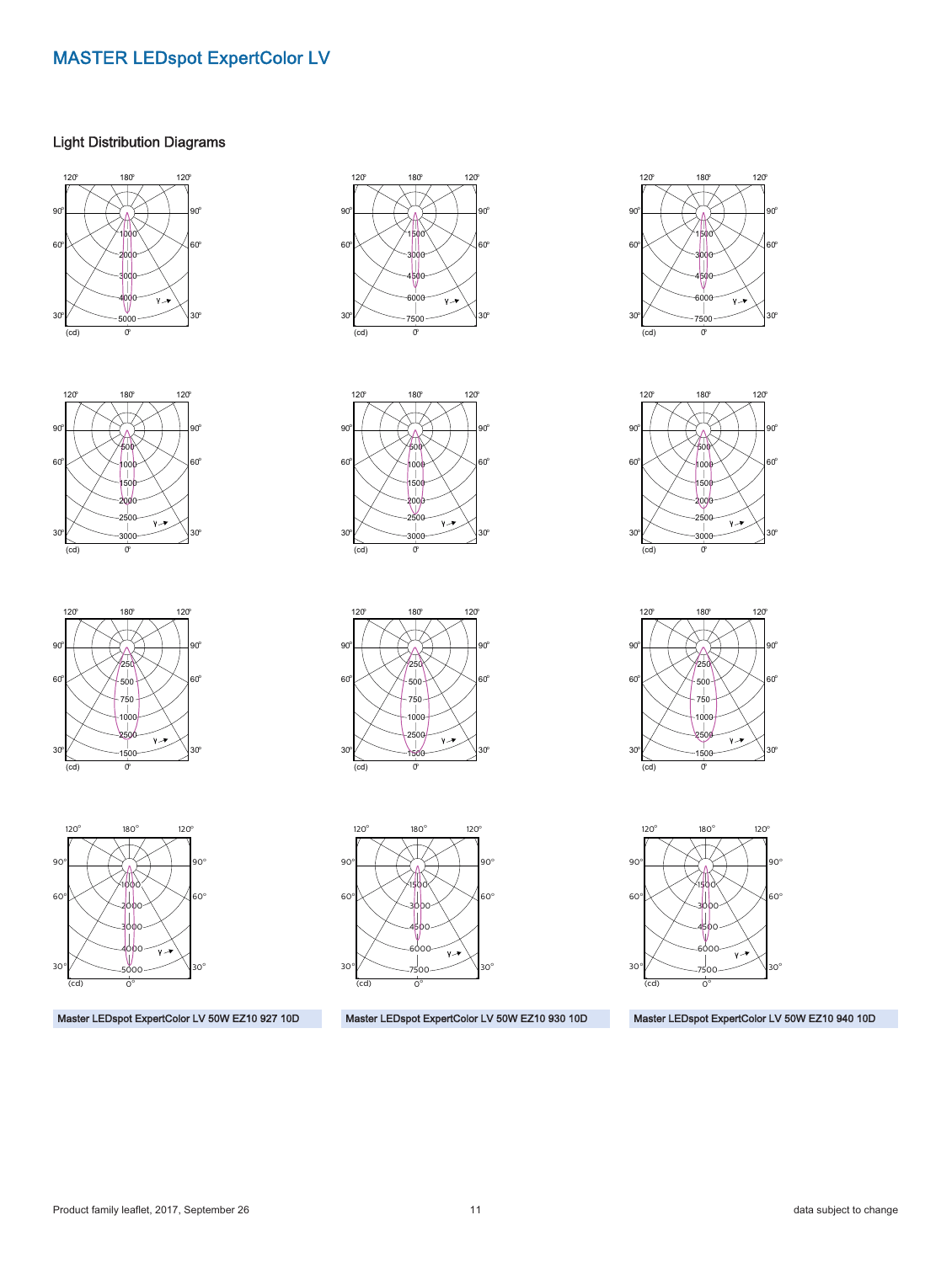# MASTER LEDspot ExpertColor LV

## Light Distribution Diagrams

Master LEDspot ExpertColor LV 50W EZ10 927 10D

Master LEDspot ExpertColor LV 50W EZ10 930 10D

Master LEDspot ExpertColor LV 50W EZ10 940 10D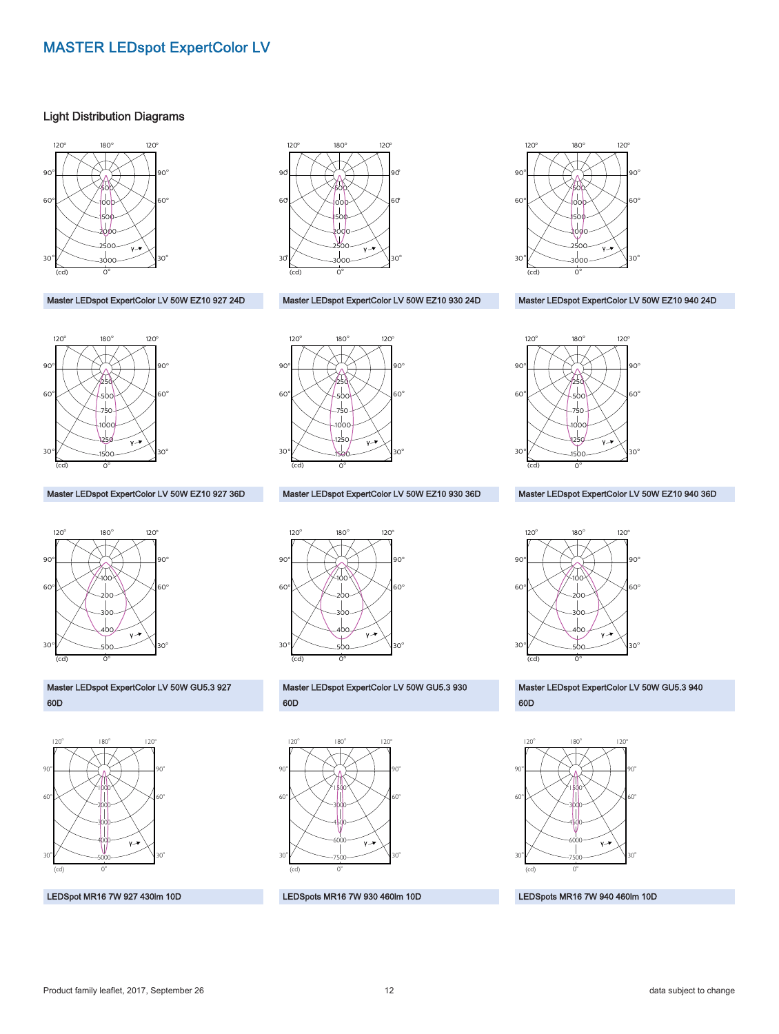# MASTER LEDspot ExpertColor LV

## Light Distribution Diagrams

Master LEDspot ExpertColor LV 50W EZ10 927 24D

Master LEDspot ExpertColor LV 50W EZ10 930 24D

Master LEDspot ExpertColor LV 50W EZ10 940 24D

Master LEDspot ExpertColor LV 50W EZ10 927 36D

Master LEDspot ExpertColor LV 50W EZ10 930 36D

Master LEDspot ExpertColor LV 50W EZ10 940 36D

Master LEDspot ExpertColor LV 50W GU5.3 927 60D

Master LEDspot ExpertColor LV 50W GU5.3 930 60D

Master LEDspot ExpertColor LV 50W GU5.3 940 60D

LEDSpot MR16 7W 927 430lm 10D

LEDSpots MR16 7W 930 460lm 10D

LEDSpots MR16 7W 940 460lm 10D

Product family leaflet, 2017, September 26

data subject to change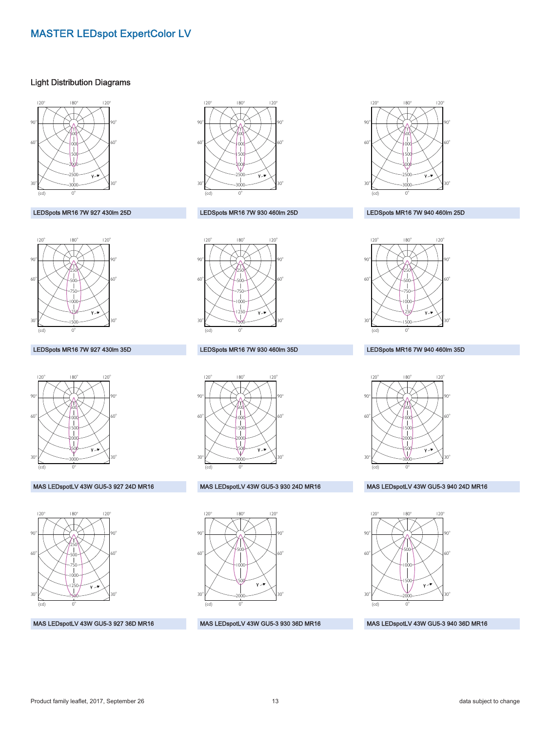# MASTER LEDspot ExpertColor LV

## Light Distribution Diagrams

LEDSpots MR16 7W 927 430lm 25D

LEDSpots MR16 7W 930 460lm 25D

LEDSpots MR16 7W 940 460lm 25D

LEDSpots MR16 7W 927 430lm 35D

LEDSpots MR16 7W 930 460lm 35D

LEDSpots MR16 7W 940 460lm 35D

MAS LEDspotLV 43W GU5-3 927 24D MR16

MAS LEDspotLV 43W GU5-3 930 24D MR16

MAS LEDspotLV 43W GU5-3 940 24D MR16

MAS LEDspotLV 43W GU5-3 927 36D MR16

MAS LEDspotLV 43W GU5-3 930 36D MR16

MAS LEDspotLV 43W GU5-3 940 36D MR16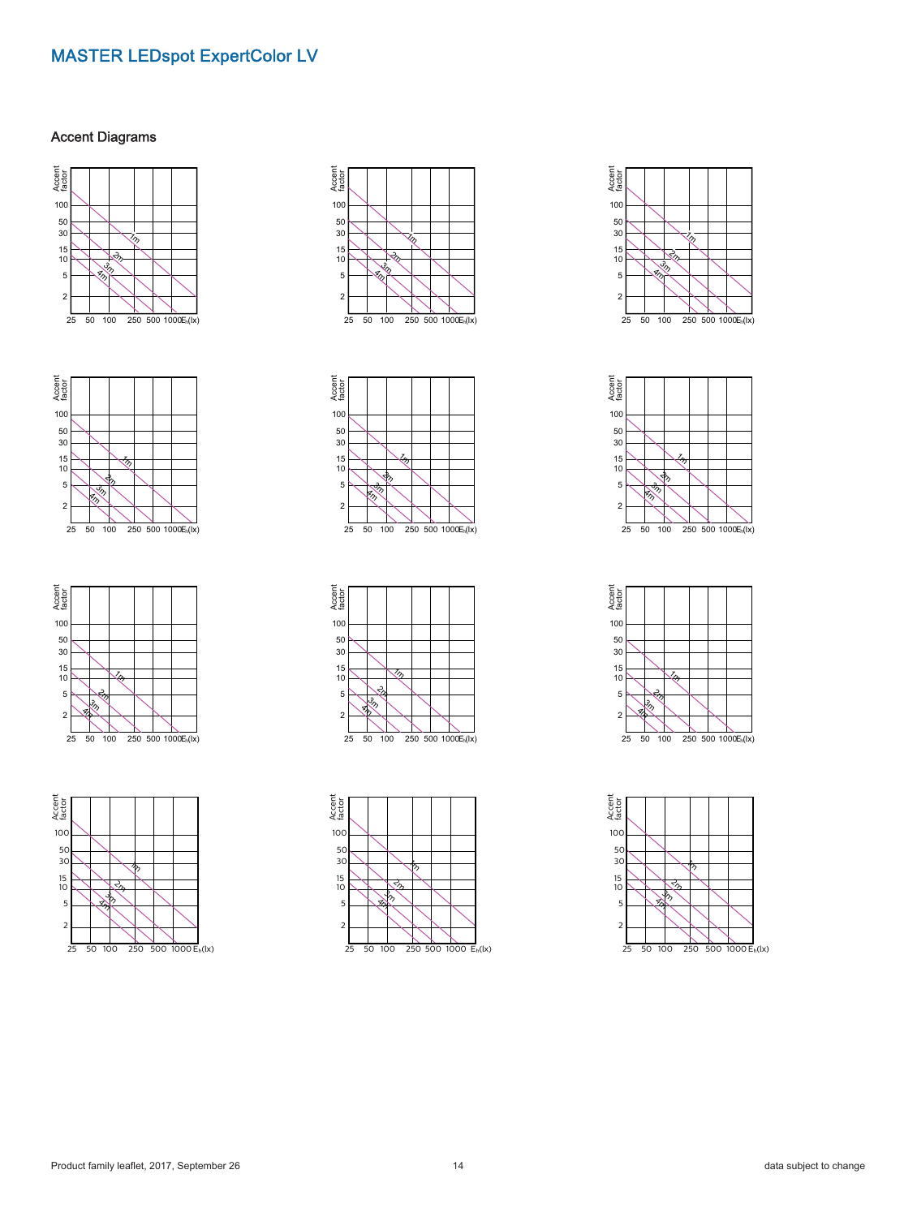## Accent Diagrams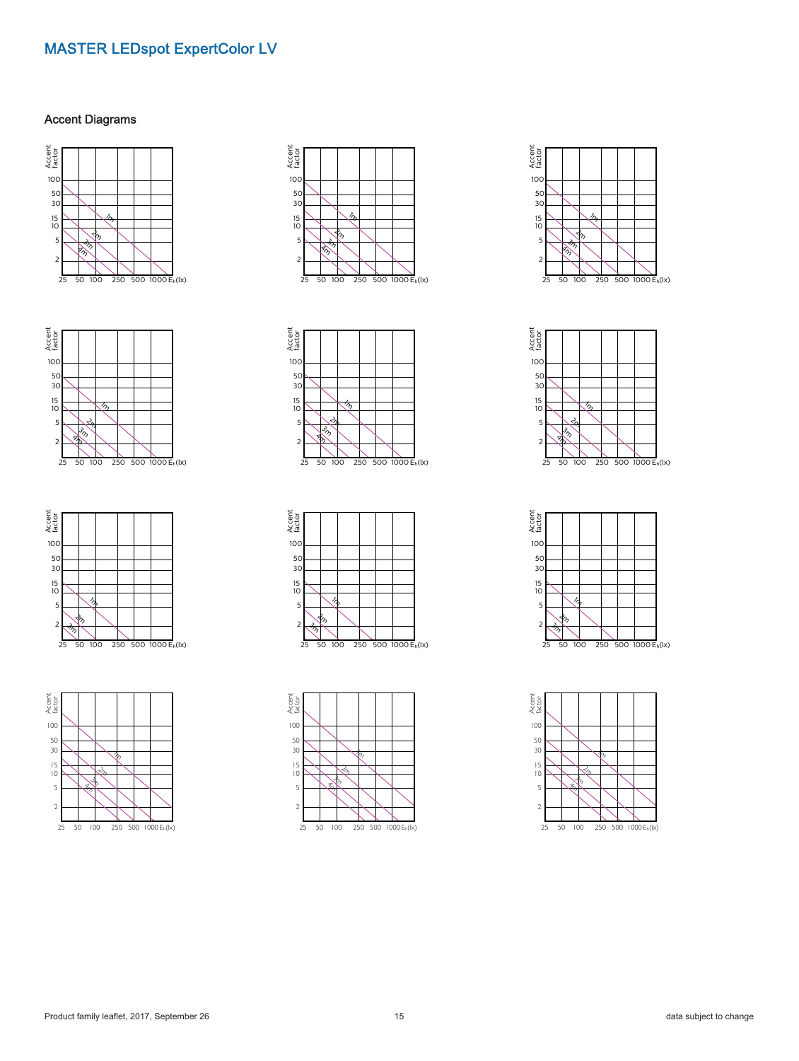# MASTER LEDspot ExpertColor LV

## Accent Diagrams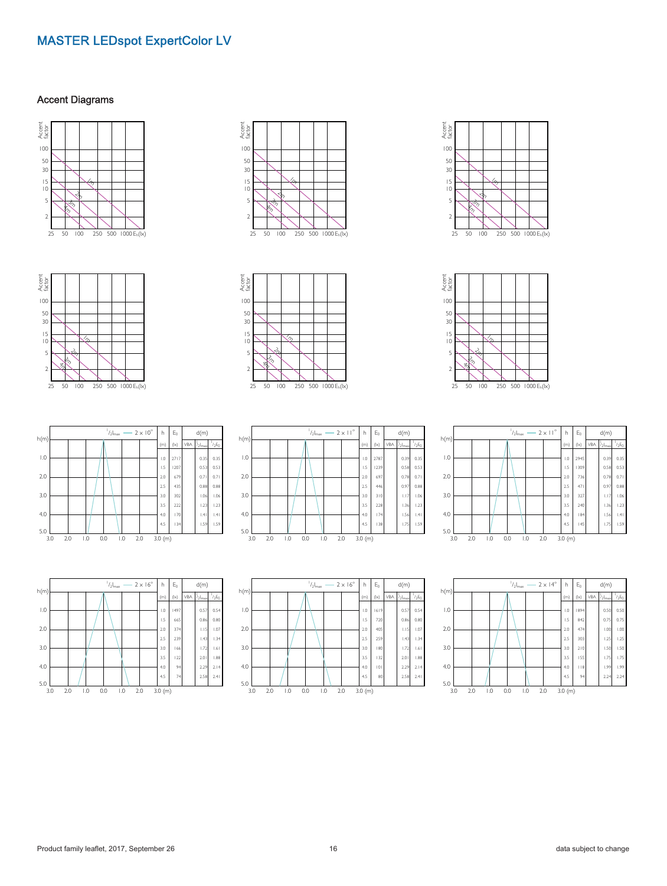# MASTER LEDspot ExpertColor LV

## Accent Diagrams

| h (m) | $E_0$ (lx) | VBA | $^1/_2 I_{max}$ | $^1/_2 E_0$ |
|---|---|---|---|---|
| $^1/_2 I_{max}$ — 2 × 10° | | | | |
| 1.0 | 2717 | | 0.35 | 0.35 |
| 1.5 | 1207 | | 0.53 | 0.53 |
| 2.0 | 679 | | 0.71 | 0.71 |
| 2.5 | 435 | | 0.88 | 0.88 |
| 3.0 | 302 | | 1.06 | 1.06 |
| 3.5 | 222 | | 1.23 | 1.23 |
| 4.0 | 170 | | 1.41 | 1.41 |
| 4.5 | 134 | | 1.59 | 1.59 |

| h (m) | $E_0$ (lx) | VBA | $^1/_2 I_{max}$ | $^1/_2 E_0$ |
|---|---|---|---|---|
| $^1/_2 I_{max}$ — 2 × 11° | | | | |
| 1.0 | 2787 | | 0.39 | 0.35 |
| 1.5 | 1239 | | 0.58 | 0.53 |
| 2.0 | 697 | | 0.78 | 0.71 |
| 2.5 | 446 | | 0.97 | 0.88 |
| 3.0 | 310 | | 1.17 | 1.06 |
| 3.5 | 228 | | 1.36 | 1.23 |
| 4.0 | 174 | | 1.56 | 1.41 |
| 4.5 | 138 | | 1.75 | 1.59 |

| h (m) | $E_0$ (lx) | VBA | $^1/_2 I_{max}$ | $^1/_2 E_0$ |
|---|---|---|---|---|
| $^1/_2 I_{max}$ — 2 × 11° | | | | |
| 1.0 | 2945 | | 0.39 | 0.35 |
| 1.5 | 1309 | | 0.58 | 0.53 |
| 2.0 | 736 | | 0.78 | 0.71 |
| 2.5 | 471 | | 0.97 | 0.88 |
| 3.0 | 327 | | 1.17 | 1.06 |
| 3.5 | 240 | | 1.36 | 1.23 |
| 4.0 | 184 | | 1.56 | 1.41 |
| 4.5 | 145 | | 1.75 | 1.59 |

| h (m) | $E_0$ (lx) | VBA | $^1/_2 I_{max}$ | $^1/_2 E_0$ |
|---|---|---|---|---|
| $^1/_2 I_{max}$ — 2 × 16° | | | | |
| 1.0 | 1497 | | 0.57 | 0.54 |
| 1.5 | 665 | | 0.86 | 0.80 |
| 2.0 | 374 | | 1.15 | 1.07 |
| 2.5 | 239 | | 1.43 | 1.34 |
| 3.0 | 166 | | 1.72 | 1.61 |
| 3.5 | 122 | | 2.01 | 1.88 |
| 4.0 | 94 | | 2.29 | 2.14 |
| 4.5 | 74 | | 2.58 | 2.41 |

| h (m) | $E_0$ (lx) | VBA | $^1/_2 I_{max}$ | $^1/_2 E_0$ |
|---|---|---|---|---|
| $^1/_2 I_{max}$ — 2 × 16° | | | | |
| 1.0 | 1619 | | 0.57 | 0.54 |
| 1.5 | 720 | | 0.86 | 0.80 |
| 2.0 | 405 | | 1.15 | 1.07 |
| 2.5 | 259 | | 1.43 | 1.34 |
| 3.0 | 180 | | 1.72 | 1.61 |
| 3.5 | 132 | | 2.01 | 1.88 |
| 4.0 | 101 | | 2.29 | 2.14 |
| 4.5 | 80 | | 2.58 | 2.41 |

| h (m) | $E_0$ (lx) | VBA | $^1/_2 I_{max}$ | $^1/_2 E_0$ |
|---|---|---|---|---|
| $^1/_2 I_{max}$ — 2 × 14° | | | | |
| 1.0 | 1894 | | 0.50 | 0.50 |
| 1.5 | 842 | | 0.75 | 0.75 |
| 2.0 | 474 | | 1.00 | 1.00 |
| 2.5 | 303 | | 1.25 | 1.25 |
| 3.0 | 210 | | 1.50 | 1.50 |
| 3.5 | 155 | | 1.75 | 1.75 |
| 4.0 | 118 | | 1.99 | 1.99 |
| 4.5 | 94 | | 2.24 | 2.24 |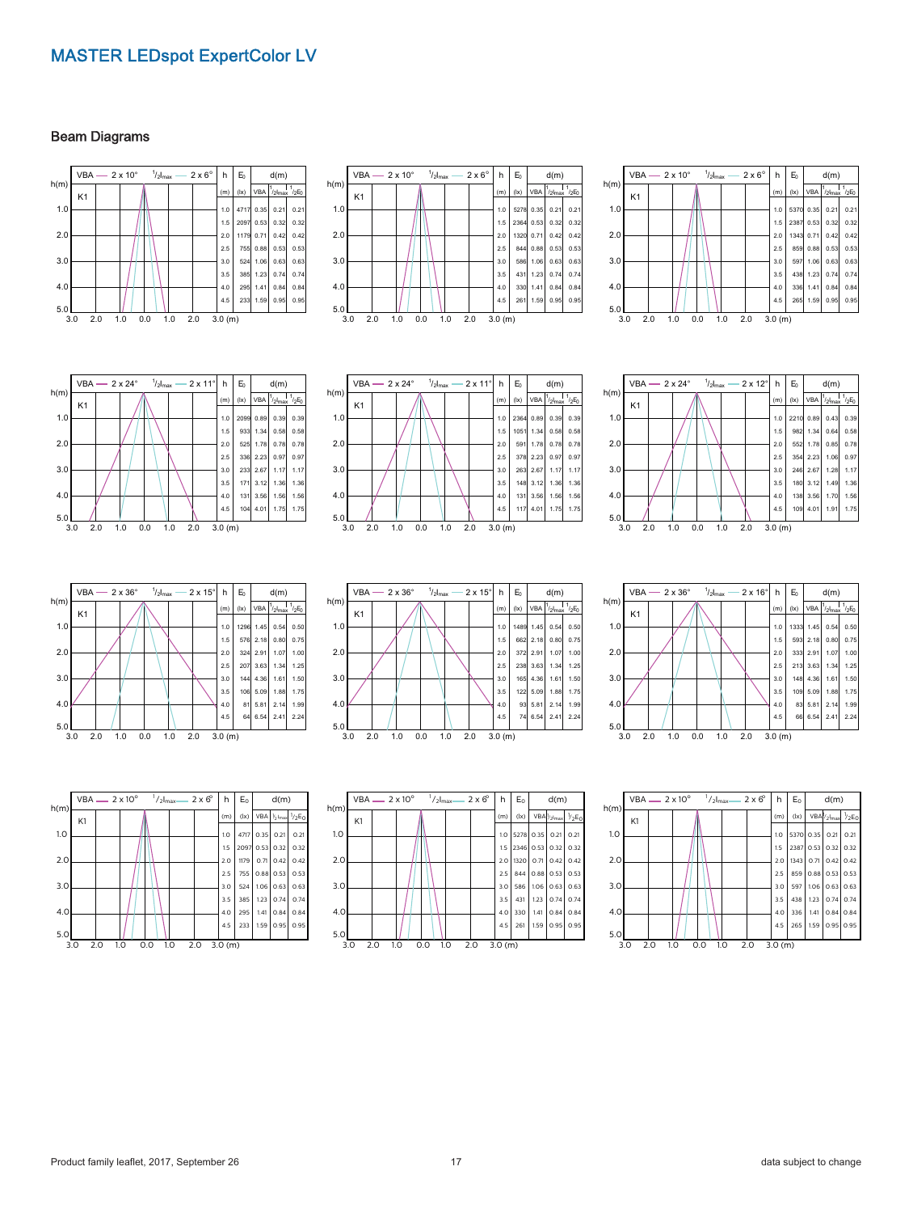# MASTER LEDspot ExpertColor LV

## Beam Diagrams

VBA — 2 x 10° ½Imax — 2 x 6° — K1

| h (m) | $E_0$ (lx) | d(m) VBA | d(m) ½Imax | d(m) ½$E_0$ |
|---|---|---|---|---|
| 1.0 | 4717 | 0.35 | 0.21 | 0.21 |
| 1.5 | 2097 | 0.53 | 0.32 | 0.32 |
| 2.0 | 1179 | 0.71 | 0.42 | 0.42 |
| 2.5 | 755 | 0.88 | 0.53 | 0.53 |
| 3.0 | 524 | 1.06 | 0.63 | 0.63 |
| 3.5 | 385 | 1.23 | 0.74 | 0.74 |
| 4.0 | 295 | 1.41 | 0.84 | 0.84 |
| 4.5 | 233 | 1.59 | 0.95 | 0.95 |

VBA — 2 x 10° ½Imax — 2 x 6° — K1

| h (m) | $E_0$ (lx) | d(m) VBA | d(m) ½Imax | d(m) ½$E_0$ |
|---|---|---|---|---|
| 1.0 | 5278 | 0.35 | 0.21 | 0.21 |
| 1.5 | 2364 | 0.53 | 0.32 | 0.32 |
| 2.0 | 1320 | 0.71 | 0.42 | 0.42 |
| 2.5 | 844 | 0.88 | 0.53 | 0.53 |
| 3.0 | 586 | 1.06 | 0.63 | 0.63 |
| 3.5 | 431 | 1.23 | 0.74 | 0.74 |
| 4.0 | 330 | 1.41 | 0.84 | 0.84 |
| 4.5 | 261 | 1.59 | 0.95 | 0.95 |

VBA — 2 x 10° ½Imax — 2 x 6° — K1

| h (m) | $E_0$ (lx) | d(m) VBA | d(m) ½Imax | d(m) ½$E_0$ |
|---|---|---|---|---|
| 1.0 | 5370 | 0.35 | 0.21 | 0.21 |
| 1.5 | 2387 | 0.53 | 0.32 | 0.32 |
| 2.0 | 1343 | 0.71 | 0.42 | 0.42 |
| 2.5 | 859 | 0.88 | 0.53 | 0.53 |
| 3.0 | 597 | 1.06 | 0.63 | 0.63 |
| 3.5 | 438 | 1.23 | 0.74 | 0.74 |
| 4.0 | 336 | 1.41 | 0.84 | 0.84 |
| 4.5 | 265 | 1.59 | 0.95 | 0.95 |

VBA — 2 x 24° ½Imax — 2 x 11° — K1

| h (m) | $E_0$ (lx) | d(m) VBA | d(m) ½Imax | d(m) ½$E_0$ |
|---|---|---|---|---|
| 1.0 | 2099 | 0.89 | 0.39 | 0.39 |
| 1.5 | 933 | 1.34 | 0.58 | 0.58 |
| 2.0 | 525 | 1.78 | 0.78 | 0.78 |
| 2.5 | 336 | 2.23 | 0.97 | 0.97 |
| 3.0 | 233 | 2.67 | 1.17 | 1.17 |
| 3.5 | 171 | 3.12 | 1.36 | 1.36 |
| 4.0 | 131 | 3.56 | 1.56 | 1.56 |
| 4.5 | 104 | 4.01 | 1.75 | 1.75 |

VBA — 2 x 24° ½Imax — 2 x 11° — K1

| h (m) | $E_0$ (lx) | d(m) VBA | d(m) ½Imax | d(m) ½$E_0$ |
|---|---|---|---|---|
| 1.0 | 2364 | 0.89 | 0.39 | 0.39 |
| 1.5 | 1051 | 1.34 | 0.58 | 0.58 |
| 2.0 | 591 | 1.78 | 0.78 | 0.78 |
| 2.5 | 378 | 2.23 | 0.97 | 0.97 |
| 3.0 | 263 | 2.67 | 1.17 | 1.17 |
| 3.5 | 148 | 3.12 | 1.36 | 1.36 |
| 4.0 | 131 | 3.56 | 1.56 | 1.56 |
| 4.5 | 117 | 4.01 | 1.75 | 1.75 |

VBA — 2 x 24° ½Imax — 2 x 12° — K1

| h (m) | $E_0$ (lx) | d(m) VBA | d(m) ½Imax | d(m) ½$E_0$ |
|---|---|---|---|---|
| 1.0 | 2210 | 0.89 | 0.43 | 0.39 |
| 1.5 | 982 | 1.34 | 0.64 | 0.58 |
| 2.0 | 552 | 1.78 | 0.85 | 0.78 |
| 2.5 | 354 | 2.23 | 1.06 | 0.97 |
| 3.0 | 246 | 2.67 | 1.28 | 1.17 |
| 3.5 | 180 | 3.12 | 1.49 | 1.36 |
| 4.0 | 138 | 3.56 | 1.70 | 1.56 |
| 4.5 | 109 | 4.01 | 1.91 | 1.75 |

VBA — 2 x 36° ½Imax — 2 x 15° — K1

| h (m) | $E_0$ (lx) | d(m) VBA | d(m) ½Imax | d(m) ½$E_0$ |
|---|---|---|---|---|
| 1.0 | 1296 | 1.45 | 0.54 | 0.50 |
| 1.5 | 576 | 2.18 | 0.80 | 0.75 |
| 2.0 | 324 | 2.91 | 1.07 | 1.00 |
| 2.5 | 207 | 3.63 | 1.34 | 1.25 |
| 3.0 | 144 | 4.36 | 1.61 | 1.50 |
| 3.5 | 106 | 5.09 | 1.88 | 1.75 |
| 4.0 | 81 | 5.81 | 2.14 | 1.99 |
| 4.5 | 64 | 6.54 | 2.41 | 2.24 |

VBA — 2 x 36° ½Imax — 2 x 15° — K1

| h (m) | $E_0$ (lx) | d(m) VBA | d(m) ½Imax | d(m) ½$E_0$ |
|---|---|---|---|---|
| 1.0 | 1489 | 1.45 | 0.54 | 0.50 |
| 1.5 | 662 | 2.18 | 0.80 | 0.75 |
| 2.0 | 372 | 2.91 | 1.07 | 1.00 |
| 2.5 | 238 | 3.63 | 1.34 | 1.25 |
| 3.0 | 165 | 4.36 | 1.61 | 1.50 |
| 3.5 | 122 | 5.09 | 1.88 | 1.75 |
| 4.0 | 93 | 5.81 | 2.14 | 1.99 |
| 4.5 | 74 | 6.54 | 2.41 | 2.24 |

VBA — 2 x 36° ½Imax — 2 x 16° — K1

| h (m) | $E_0$ (lx) | d(m) VBA | d(m) ½Imax | d(m) ½$E_0$ |
|---|---|---|---|---|
| 1.0 | 1333 | 1.45 | 0.54 | 0.50 |
| 1.5 | 593 | 2.18 | 0.80 | 0.75 |
| 2.0 | 333 | 2.91 | 1.07 | 1.00 |
| 2.5 | 213 | 3.63 | 1.34 | 1.25 |
| 3.0 | 148 | 4.36 | 1.61 | 1.50 |
| 3.5 | 109 | 5.09 | 1.88 | 1.75 |
| 4.0 | 83 | 5.81 | 2.14 | 1.99 |
| 4.5 | 66 | 6.54 | 2.41 | 2.24 |

VBA — 2 x 10° ½Imax — 2 x 6° — K1

| h (m) | $E_0$ (lx) | d(m) VBA | d(m) ½Imax | d(m) ½$E_0$ |
|---|---|---|---|---|
| 1.0 | 4717 | 0.35 | 0.21 | 0.21 |
| 1.5 | 2097 | 0.53 | 0.32 | 0.32 |
| 2.0 | 1179 | 0.71 | 0.42 | 0.42 |
| 2.5 | 755 | 0.88 | 0.53 | 0.53 |
| 3.0 | 524 | 1.06 | 0.63 | 0.63 |
| 3.5 | 385 | 1.23 | 0.74 | 0.74 |
| 4.0 | 295 | 1.41 | 0.84 | 0.84 |
| 4.5 | 233 | 1.59 | 0.95 | 0.95 |

VBA — 2 x 10° ½Imax — 2 x 6° — K1

| h (m) | $E_0$ (lx) | d(m) VBA | d(m) ½Imax | d(m) ½$E_0$ |
|---|---|---|---|---|
| 1.0 | 5278 | 0.35 | 0.21 | 0.21 |
| 1.5 | 2346 | 0.53 | 0.32 | 0.32 |
| 2.0 | 1320 | 0.71 | 0.42 | 0.42 |
| 2.5 | 844 | 0.88 | 0.53 | 0.53 |
| 3.0 | 586 | 1.06 | 0.63 | 0.63 |
| 3.5 | 431 | 1.23 | 0.74 | 0.74 |
| 4.0 | 330 | 1.41 | 0.84 | 0.84 |
| 4.5 | 261 | 1.59 | 0.95 | 0.95 |

VBA — 2 x 10° ½Imax — 2 x 6° — K1

| h (m) | $E_0$ (lx) | d(m) VBA | d(m) ½Imax | d(m) ½$E_0$ |
|---|---|---|---|---|
| 1.0 | 5370 | 0.35 | 0.21 | 0.21 |
| 1.5 | 2387 | 0.53 | 0.32 | 0.32 |
| 2.0 | 1343 | 0.71 | 0.42 | 0.42 |
| 2.5 | 859 | 0.88 | 0.53 | 0.53 |
| 3.0 | 597 | 1.06 | 0.63 | 0.63 |
| 3.5 | 438 | 1.23 | 0.74 | 0.74 |
| 4.0 | 336 | 1.41 | 0.84 | 0.84 |
| 4.5 | 265 | 1.59 | 0.95 | 0.95 |

Product family leaflet, 2017, September 26 — data subject to change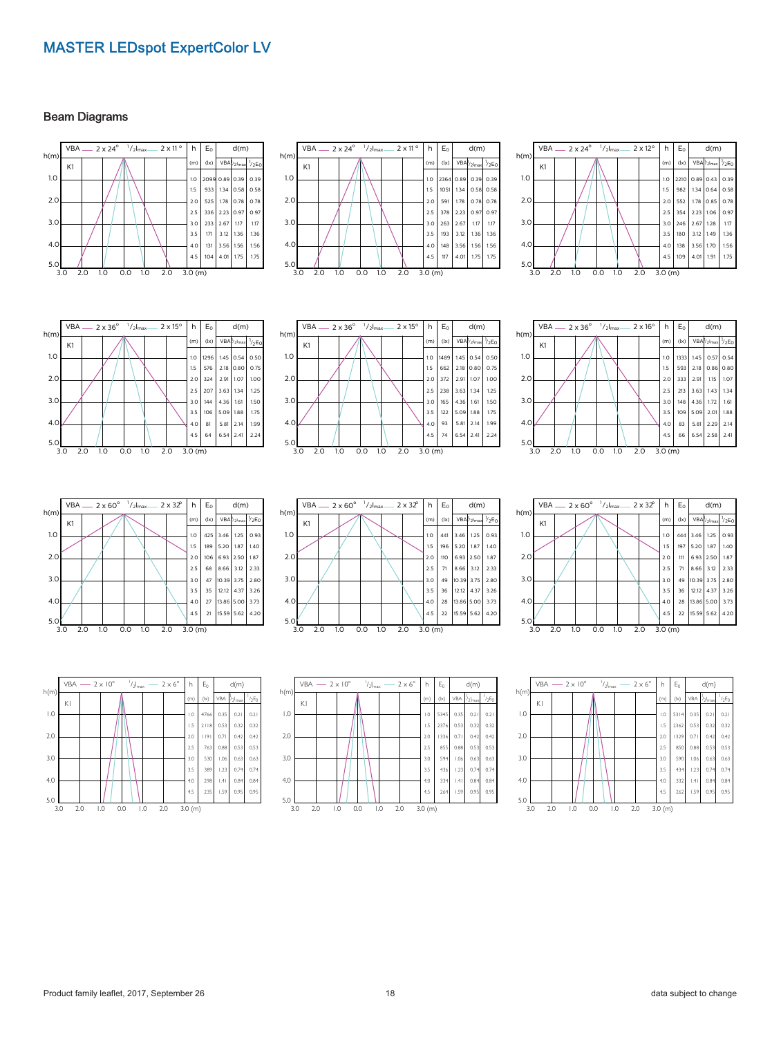# MASTER LEDspot ExpertColor LV

## Beam Diagrams

VBA — 2 x 24° ½Imax — 2 x 11° (K1)

| h (m) | E0 (lx) | VBA | ½Imax | ½E0 |
|---|---|---|---|---|
| 1.0 | 2099 | 0.89 | 0.39 | 0.39 |
| 1.5 | 933 | 1.34 | 0.58 | 0.58 |
| 2.0 | 525 | 1.78 | 0.78 | 0.78 |
| 2.5 | 336 | 2.23 | 0.97 | 0.97 |
| 3.0 | 233 | 2.67 | 1.17 | 1.17 |
| 3.5 | 171 | 3.12 | 1.36 | 1.36 |
| 4.0 | 131 | 3.56 | 1.56 | 1.56 |
| 4.5 | 104 | 4.01 | 1.75 | 1.75 |

VBA — 2 x 24° ½Imax — 2 x 11° (K1)

| h (m) | E0 (lx) | VBA | ½Imax | ½E0 |
|---|---|---|---|---|
| 1.0 | 2364 | 0.89 | 0.39 | 0.39 |
| 1.5 | 1051 | 1.34 | 0.58 | 0.58 |
| 2.0 | 591 | 1.78 | 0.78 | 0.78 |
| 2.5 | 378 | 2.23 | 0.97 | 0.97 |
| 3.0 | 263 | 2.67 | 1.17 | 1.17 |
| 3.5 | 193 | 3.12 | 1.36 | 1.36 |
| 4.0 | 148 | 3.56 | 1.56 | 1.56 |
| 4.5 | 117 | 4.01 | 1.75 | 1.75 |

VBA — 2 x 24° ½Imax — 2 x 12° (K1)

| h (m) | E0 (lx) | VBA | ½Imax | ½E0 |
|---|---|---|---|---|
| 1.0 | 2210 | 0.89 | 0.43 | 0.39 |
| 1.5 | 982 | 1.34 | 0.64 | 0.58 |
| 2.0 | 552 | 1.78 | 0.85 | 0.78 |
| 2.5 | 354 | 2.23 | 1.06 | 0.97 |
| 3.0 | 246 | 2.67 | 1.28 | 1.17 |
| 3.5 | 180 | 3.12 | 1.49 | 1.36 |
| 4.0 | 138 | 3.56 | 1.70 | 1.56 |
| 4.5 | 109 | 4.01 | 1.91 | 1.75 |

VBA — 2 x 36° ½Imax — 2 x 15° (K1)

| h (m) | E0 (lx) | VBA | ½Imax | ½E0 |
|---|---|---|---|---|
| 1.0 | 1296 | 1.45 | 0.54 | 0.50 |
| 1.5 | 576 | 2.18 | 0.80 | 0.75 |
| 2.0 | 324 | 2.91 | 1.07 | 1.00 |
| 2.5 | 207 | 3.63 | 1.34 | 1.25 |
| 3.0 | 144 | 4.36 | 1.61 | 1.50 |
| 3.5 | 106 | 5.09 | 1.88 | 1.75 |
| 4.0 | 81 | 5.81 | 2.14 | 1.99 |
| 4.5 | 64 | 6.54 | 2.41 | 2.24 |

VBA — 2 x 36° ½Imax — 2 x 15° (K1)

| h (m) | E0 (lx) | VBA | ½Imax | ½E0 |
|---|---|---|---|---|
| 1.0 | 1489 | 1.45 | 0.54 | 0.50 |
| 1.5 | 662 | 2.18 | 0.80 | 0.75 |
| 2.0 | 372 | 2.91 | 1.07 | 1.00 |
| 2.5 | 238 | 3.63 | 1.34 | 1.25 |
| 3.0 | 165 | 4.36 | 1.61 | 1.50 |
| 3.5 | 122 | 5.09 | 1.88 | 1.75 |
| 4.0 | 93 | 5.81 | 2.14 | 1.99 |
| 4.5 | 74 | 6.54 | 2.41 | 2.24 |

VBA — 2 x 36° ½Imax — 2 x 16° (K1)

| h (m) | E0 (lx) | VBA | ½Imax | ½E0 |
|---|---|---|---|---|
| 1.0 | 1333 | 1.45 | 0.57 | 0.54 |
| 1.5 | 593 | 2.18 | 0.86 | 0.80 |
| 2.0 | 333 | 2.91 | 1.15 | 1.07 |
| 2.5 | 213 | 3.63 | 1.43 | 1.34 |
| 3.0 | 148 | 4.36 | 1.72 | 1.61 |
| 3.5 | 109 | 5.09 | 2.01 | 1.88 |
| 4.0 | 83 | 5.81 | 2.29 | 2.14 |
| 4.5 | 66 | 6.54 | 2.58 | 2.41 |

VBA — 2 x 60° ½Imax — 2 x 32° (K1)

| h (m) | E0 (lx) | VBA | ½Imax | ½E0 |
|---|---|---|---|---|
| 1.0 | 425 | 3.46 | 1.25 | 0.93 |
| 1.5 | 189 | 5.20 | 1.87 | 1.40 |
| 2.0 | 106 | 6.93 | 2.50 | 1.87 |
| 2.5 | 68 | 8.66 | 3.12 | 2.33 |
| 3.0 | 47 | 10.39 | 3.75 | 2.80 |
| 3.5 | 35 | 12.12 | 4.37 | 3.26 |
| 4.0 | 27 | 13.86 | 5.00 | 3.73 |
| 4.5 | 21 | 15.59 | 5.62 | 4.20 |

VBA — 2 x 60° ½Imax — 2 x 32° (K1)

| h (m) | E0 (lx) | VBA | ½Imax | ½E0 |
|---|---|---|---|---|
| 1.0 | 441 | 3.46 | 1.25 | 0.93 |
| 1.5 | 196 | 5.20 | 1.87 | 1.40 |
| 2.0 | 110 | 6.93 | 2.50 | 1.87 |
| 2.5 | 71 | 8.66 | 3.12 | 2.33 |
| 3.0 | 49 | 10.39 | 3.75 | 2.80 |
| 3.5 | 36 | 12.12 | 4.37 | 3.26 |
| 4.0 | 28 | 13.86 | 5.00 | 3.73 |
| 4.5 | 22 | 15.59 | 5.62 | 4.20 |

VBA — 2 x 60° ½Imax — 2 x 32° (K1)

| h (m) | E0 (lx) | VBA | ½Imax | ½E0 |
|---|---|---|---|---|
| 1.0 | 444 | 3.46 | 1.25 | 0.93 |
| 1.5 | 197 | 5.20 | 1.87 | 1.40 |
| 2.0 | 111 | 6.93 | 2.50 | 1.87 |
| 2.5 | 71 | 8.66 | 3.12 | 2.33 |
| 3.0 | 49 | 10.39 | 3.75 | 2.80 |
| 3.5 | 36 | 12.12 | 4.37 | 3.26 |
| 4.0 | 28 | 13.86 | 5.00 | 3.73 |
| 4.5 | 22 | 15.59 | 5.62 | 4.20 |

VBA — 2 x 10° ½Imax — 2 x 6° (K1)

| h (m) | E0 (lx) | VBA | ½Imax | ½E0 |
|---|---|---|---|---|
| 1.0 | 4766 | 0.35 | 0.21 | 0.21 |
| 1.5 | 2118 | 0.53 | 0.32 | 0.32 |
| 2.0 | 1191 | 0.71 | 0.42 | 0.42 |
| 2.5 | 763 | 0.88 | 0.53 | 0.53 |
| 3.0 | 530 | 1.06 | 0.63 | 0.63 |
| 3.5 | 389 | 1.23 | 0.74 | 0.74 |
| 4.0 | 298 | 1.41 | 0.84 | 0.84 |
| 4.5 | 235 | 1.59 | 0.95 | 0.95 |

VBA — 2 x 10° ½Imax — 2 x 6° (K1)

| h (m) | E0 (lx) | VBA | ½Imax | ½E0 |
|---|---|---|---|---|
| 1.0 | 5345 | 0.35 | 0.21 | 0.21 |
| 1.5 | 2376 | 0.53 | 0.32 | 0.32 |
| 2.0 | 1336 | 0.71 | 0.42 | 0.42 |
| 2.5 | 855 | 0.88 | 0.53 | 0.53 |
| 3.0 | 594 | 1.06 | 0.63 | 0.63 |
| 3.5 | 436 | 1.23 | 0.74 | 0.74 |
| 4.0 | 334 | 1.41 | 0.84 | 0.84 |
| 4.5 | 264 | 1.59 | 0.95 | 0.95 |

VBA — 2 x 10° ½Imax — 2 x 6° (K1)

| h (m) | E0 (lx) | VBA | ½Imax | ½E0 |
|---|---|---|---|---|
| 1.0 | 5314 | 0.35 | 0.21 | 0.21 |
| 1.5 | 2362 | 0.53 | 0.32 | 0.32 |
| 2.0 | 1329 | 0.71 | 0.42 | 0.42 |
| 2.5 | 850 | 0.88 | 0.53 | 0.53 |
| 3.0 | 590 | 1.06 | 0.63 | 0.63 |
| 3.5 | 434 | 1.23 | 0.74 | 0.74 |
| 4.0 | 332 | 1.41 | 0.84 | 0.84 |
| 4.5 | 262 | 1.59 | 0.95 | 0.95 |

Product family leaflet, 2017, September 26

data subject to change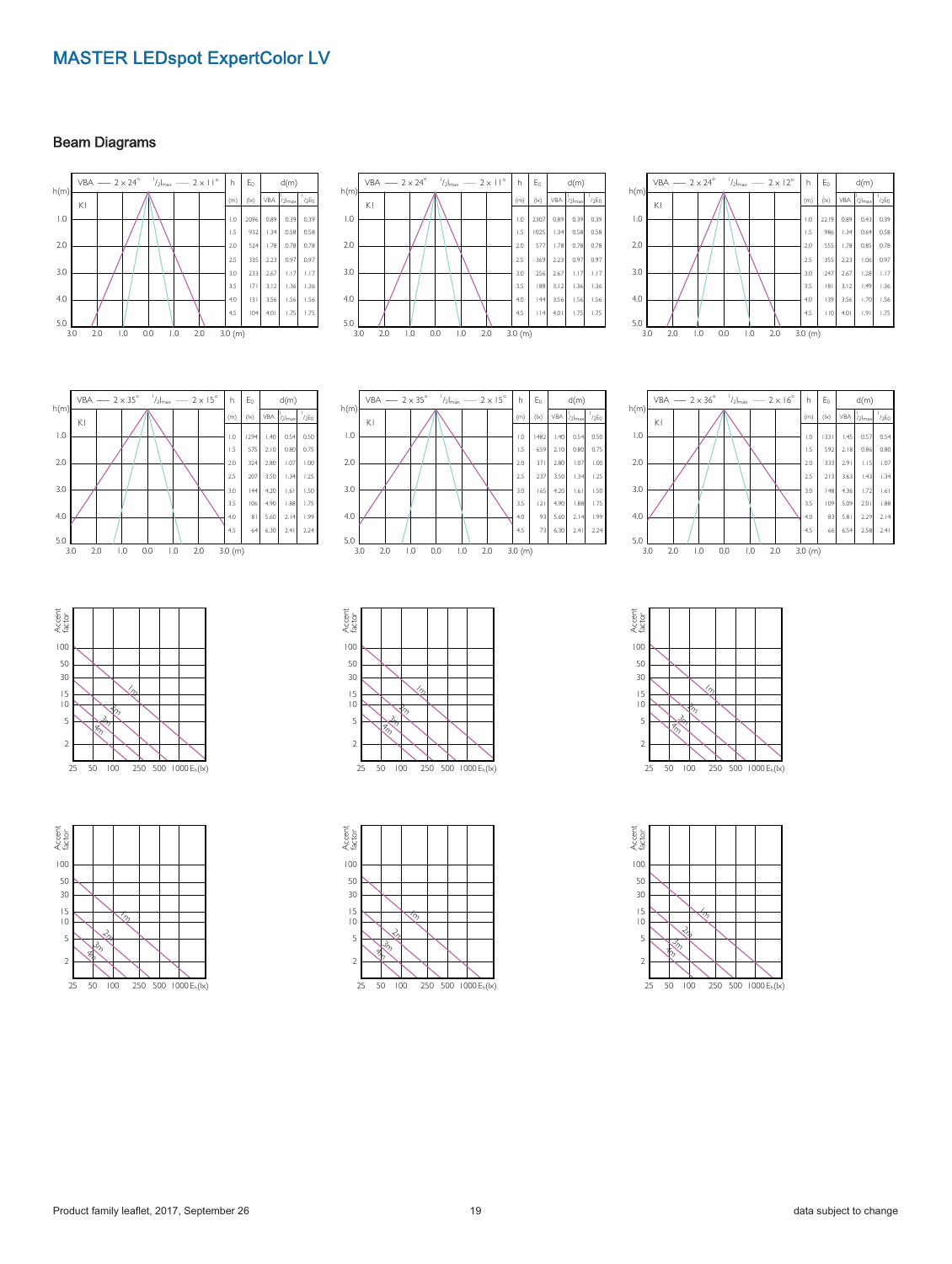# MASTER LEDspot ExpertColor LV

## Beam Diagrams

VBA — 2 × 24° ½Imax — 2 × 11°

| h (m) | $E_0$ (lx) | d(m) VBA | d(m) ½Imax | d(m) ½E0 |
|---|---|---|---|---|
| 1.0 | 2096 | 0.89 | 0.39 | 0.39 |
| 1.5 | 932 | 1.34 | 0.58 | 0.58 |
| 2.0 | 524 | 1.78 | 0.78 | 0.78 |
| 2.5 | 335 | 2.23 | 0.97 | 0.97 |
| 3.0 | 233 | 2.67 | 1.17 | 1.17 |
| 3.5 | 171 | 3.12 | 1.36 | 1.36 |
| 4.0 | 131 | 3.56 | 1.56 | 1.56 |
| 4.5 | 104 | 4.01 | 1.75 | 1.75 |

VBA — 2 × 24° ½Imax — 2 × 11°

| h (m) | $E_0$ (lx) | d(m) VBA | d(m) ½Imax | d(m) ½E0 |
|---|---|---|---|---|
| 1.0 | 2307 | 0.89 | 0.39 | 0.39 |
| 1.5 | 1025 | 1.34 | 0.58 | 0.58 |
| 2.0 | 577 | 1.78 | 0.78 | 0.78 |
| 2.5 | 369 | 2.23 | 0.97 | 0.97 |
| 3.0 | 256 | 2.67 | 1.17 | 1.17 |
| 3.5 | 188 | 3.12 | 1.36 | 1.36 |
| 4.0 | 144 | 3.56 | 1.56 | 1.56 |
| 4.5 | 114 | 4.01 | 1.75 | 1.75 |

VBA — 2 × 24° ½Imax — 2 × 12°

| h (m) | $E_0$ (lx) | d(m) VBA | d(m) ½Imax | d(m) ½E0 |
|---|---|---|---|---|
| 1.0 | 2219 | 0.89 | 0.43 | 0.39 |
| 1.5 | 986 | 1.34 | 0.64 | 0.58 |
| 2.0 | 555 | 1.78 | 0.85 | 0.78 |
| 2.5 | 355 | 2.23 | 1.06 | 0.97 |
| 3.0 | 247 | 2.67 | 1.28 | 1.17 |
| 3.5 | 181 | 3.12 | 1.49 | 1.36 |
| 4.0 | 139 | 3.56 | 1.70 | 1.56 |
| 4.5 | 110 | 4.01 | 1.91 | 1.75 |

VBA — 2 × 35° ½Imax — 2 × 15°

| h (m) | $E_0$ (lx) | d(m) VBA | d(m) ½Imax | d(m) ½E0 |
|---|---|---|---|---|
| 1.0 | 1294 | 1.40 | 0.54 | 0.50 |
| 1.5 | 575 | 2.10 | 0.80 | 0.75 |
| 2.0 | 324 | 2.80 | 1.07 | 1.00 |
| 2.5 | 207 | 3.50 | 1.34 | 1.25 |
| 3.0 | 144 | 4.20 | 1.61 | 1.50 |
| 3.5 | 106 | 4.90 | 1.88 | 1.75 |
| 4.0 | 81 | 5.60 | 2.14 | 1.99 |
| 4.5 | 64 | 6.30 | 2.41 | 2.24 |

VBA — 2 × 35° ½Imax — 2 × 15°

| h (m) | $E_0$ (lx) | d(m) VBA | d(m) ½Imax | d(m) ½E0 |
|---|---|---|---|---|
| 1.0 | 1482 | 1.40 | 0.54 | 0.50 |
| 1.5 | 659 | 2.10 | 0.80 | 0.75 |
| 2.0 | 371 | 2.80 | 1.07 | 1.00 |
| 2.5 | 237 | 3.50 | 1.34 | 1.25 |
| 3.0 | 165 | 4.20 | 1.61 | 1.50 |
| 3.5 | 121 | 4.90 | 1.88 | 1.75 |
| 4.0 | 93 | 5.60 | 2.14 | 1.99 |
| 4.5 | 73 | 6.30 | 2.41 | 2.24 |

VBA — 2 × 36° ½Imax — 2 × 16°

| h (m) | $E_0$ (lx) | d(m) VBA | d(m) ½Imax | d(m) ½E0 |
|---|---|---|---|---|
| 1.0 | 1331 | 1.45 | 0.57 | 0.54 |
| 1.5 | 592 | 2.18 | 0.86 | 0.80 |
| 2.0 | 333 | 2.91 | 1.15 | 1.07 |
| 2.5 | 213 | 3.63 | 1.43 | 1.34 |
| 3.0 | 148 | 4.36 | 1.72 | 1.61 |
| 3.5 | 109 | 5.09 | 2.01 | 1.88 |
| 4.0 | 83 | 5.81 | 2.29 | 2.14 |
| 4.5 | 66 | 6.54 | 2.58 | 2.41 |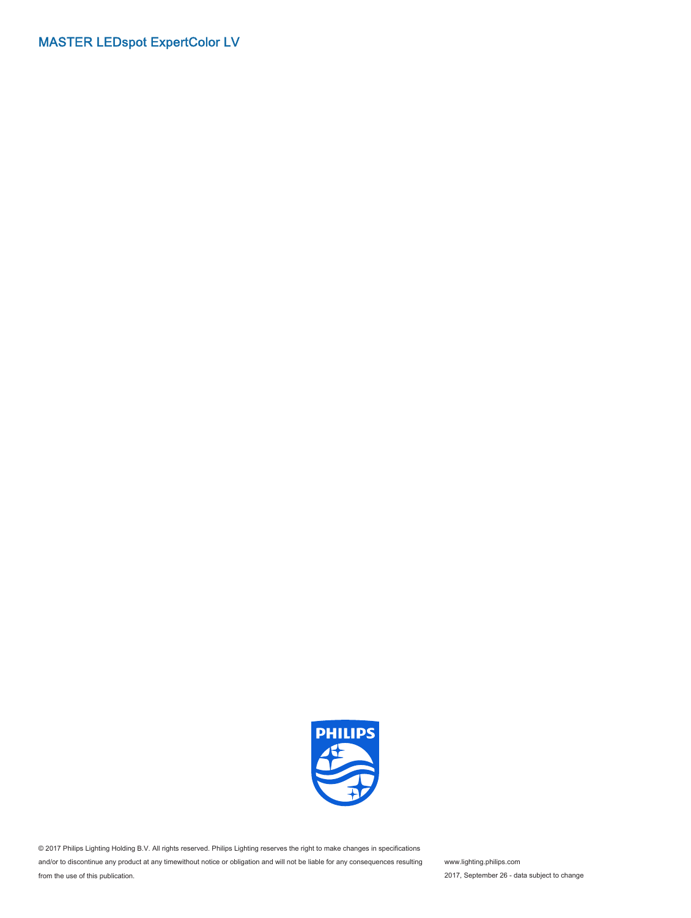© 2017 Philips Lighting Holding B.V. All rights reserved. Philips Lighting reserves the right to make changes in specifications and/or to discontinue any product at any timewithout notice or obligation and will not be liable for any consequences resulting from the use of this publication.

www.lighting.philips.com

2017, September 26 - data subject to change